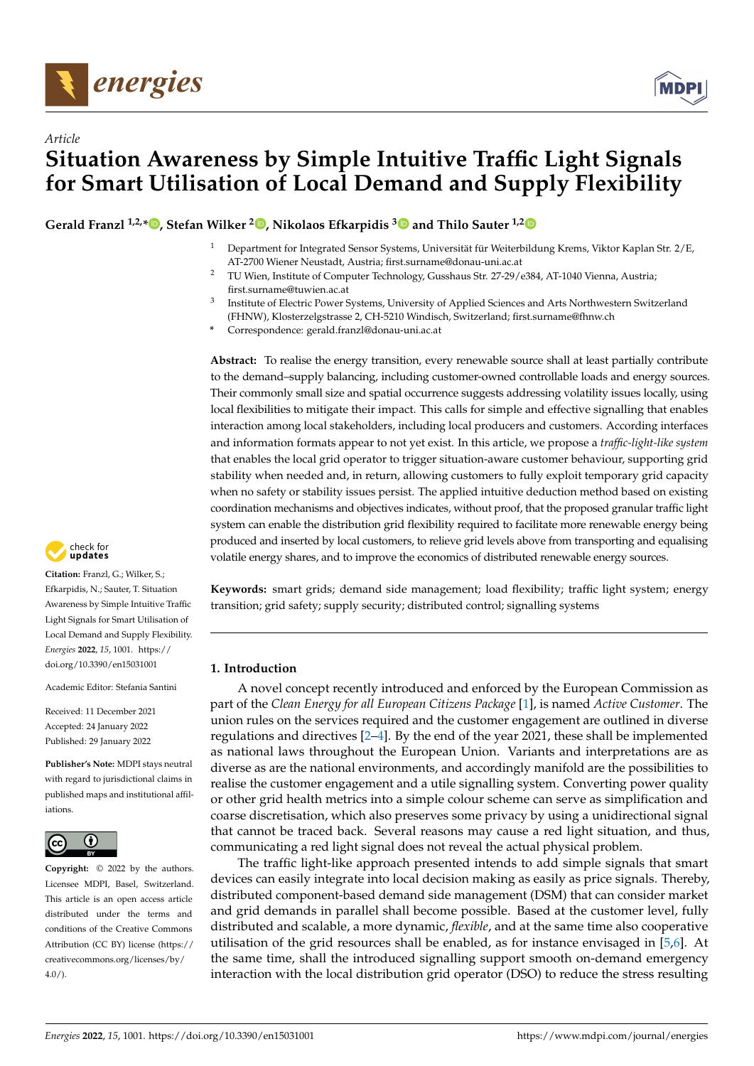Article

# Situation Awareness by Simple Intuitive Traffic Light Signals for Smart Utilisation of Local Demand and Supply Flexibility

**Gerald Franzl [1,2,*], Stefan Wilker [2], Nikolaos Efkarpidis [3] and Thilo Sauter [1,2]**

[1] Department for Integrated Sensor Systems, Universität für Weiterbildung Krems, Viktor Kaplan Str. 2/E, AT-2700 Wiener Neustadt, Austria; first.surname@donau-uni.ac.at

[2] TU Wien, Institute of Computer Technology, Gusshaus Str. 27-29/e384, AT-1040 Vienna, Austria; first.surname@tuwien.ac.at

[3] Institute of Electric Power Systems, University of Applied Sciences and Arts Northwestern Switzerland (FHNW), Klosterzelgstrasse 2, CH-5210 Windisch, Switzerland; first.surname@fhnw.ch

* Correspondence: gerald.franzl@donau-uni.ac.at

**Abstract:** To realise the energy transition, every renewable source shall at least partially contribute to the demand–supply balancing, including customer-owned controllable loads and energy sources. Their commonly small size and spatial occurrence suggests addressing volatility issues locally, using local flexibilities to mitigate their impact. This calls for simple and effective signalling that enables interaction among local stakeholders, including local producers and customers. According interfaces and information formats appear to not yet exist. In this article, we propose a *traffic-light-like system* that enables the local grid operator to trigger situation-aware customer behaviour, supporting grid stability when needed and, in return, allowing customers to fully exploit temporary grid capacity when no safety or stability issues persist. The applied intuitive deduction method based on existing coordination mechanisms and objectives indicates, without proof, that the proposed granular traffic light system can enable the distribution grid flexibility required to facilitate more renewable energy being produced and inserted by local customers, to relieve grid levels above from transporting and equalising volatile energy shares, and to improve the economics of distributed renewable energy sources.

**Keywords:** smart grids; demand side management; load flexibility; traffic light system; energy transition; grid safety; supply security; distributed control; signalling systems

Citation: Franzl, G.; Wilker, S.; Efkarpidis, N.; Sauter, T. Situation Awareness by Simple Intuitive Traffic Light Signals for Smart Utilisation of Local Demand and Supply Flexibility. *Energies* **2022**, *15*, 1001. https://doi.org/10.3390/en15031001

Academic Editor: Stefania Santini

Received: 11 December 2021
Accepted: 24 January 2022
Published: 29 January 2022

**Publisher's Note:** MDPI stays neutral with regard to jurisdictional claims in published maps and institutional affiliations.

**Copyright:** © 2022 by the authors. Licensee MDPI, Basel, Switzerland. This article is an open access article distributed under the terms and conditions of the Creative Commons Attribution (CC BY) license (https://creativecommons.org/licenses/by/4.0/).

## 1. Introduction

A novel concept recently introduced and enforced by the European Commission as part of the *Clean Energy for all European Citizens Package* [1], is named *Active Customer*. The union rules on the services required and the customer engagement are outlined in diverse regulations and directives [2–4]. By the end of the year 2021, these shall be implemented as national laws throughout the European Union. Variants and interpretations are as diverse as are the national environments, and accordingly manifold are the possibilities to realise the customer engagement and a utile signalling system. Converting power quality or other grid health metrics into a simple colour scheme can serve as simplification and coarse discretisation, which also preserves some privacy by using a unidirectional signal that cannot be traced back. Several reasons may cause a red light situation, and thus, communicating a red light signal does not reveal the actual physical problem.

The traffic light-like approach presented intends to add simple signals that smart devices can easily integrate into local decision making as easily as price signals. Thereby, distributed component-based demand side management (DSM) that can consider market and grid demands in parallel shall become possible. Based at the customer level, fully distributed and scalable, a more dynamic, *flexible*, and at the same time also cooperative utilisation of the grid resources shall be enabled, as for instance envisaged in [5,6]. At the same time, shall the introduced signalling support smooth on-demand emergency interaction with the local distribution grid operator (DSO) to reduce the stress resulting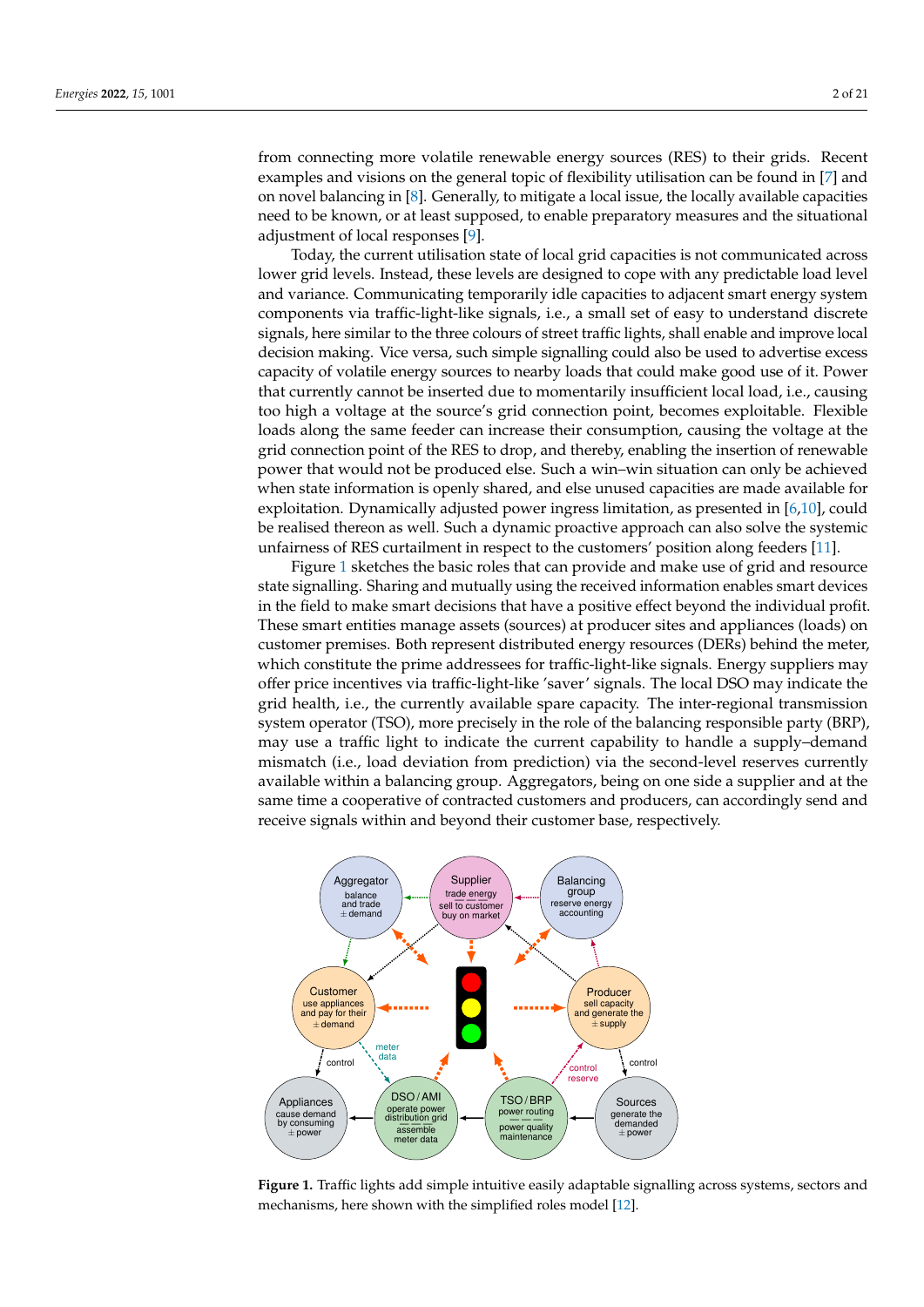from connecting more volatile renewable energy sources (RES) to their grids. Recent examples and visions on the general topic of flexibility utilisation can be found in [7] and on novel balancing in [8]. Generally, to mitigate a local issue, the locally available capacities need to be known, or at least supposed, to enable preparatory measures and the situational adjustment of local responses [9].

Today, the current utilisation state of local grid capacities is not communicated across lower grid levels. Instead, these levels are designed to cope with any predictable load level and variance. Communicating temporarily idle capacities to adjacent smart energy system components via traffic-light-like signals, i.e., a small set of easy to understand discrete signals, here similar to the three colours of street traffic lights, shall enable and improve local decision making. Vice versa, such simple signalling could also be used to advertise excess capacity of volatile energy sources to nearby loads that could make good use of it. Power that currently cannot be inserted due to momentarily insufficient local load, i.e., causing too high a voltage at the source's grid connection point, becomes exploitable. Flexible loads along the same feeder can increase their consumption, causing the voltage at the grid connection point of the RES to drop, and thereby, enabling the insertion of renewable power that would not be produced else. Such a win–win situation can only be achieved when state information is openly shared, and else unused capacities are made available for exploitation. Dynamically adjusted power ingress limitation, as presented in [6,10], could be realised thereon as well. Such a dynamic proactive approach can also solve the systemic unfairness of RES curtailment in respect to the customers' position along feeders [11].

Figure 1 sketches the basic roles that can provide and make use of grid and resource state signalling. Sharing and mutually using the received information enables smart devices in the field to make smart decisions that have a positive effect beyond the individual profit. These smart entities manage assets (sources) at producer sites and appliances (loads) on customer premises. Both represent distributed energy resources (DERs) behind the meter, which constitute the prime addressees for traffic-light-like signals. Energy suppliers may offer price incentives via traffic-light-like 'saver' signals. The local DSO may indicate the grid health, i.e., the currently available spare capacity. The inter-regional transmission system operator (TSO), more precisely in the role of the balancing responsible party (BRP), may use a traffic light to indicate the current capability to handle a supply–demand mismatch (i.e., load deviation from prediction) via the second-level reserves currently available within a balancing group. Aggregators, being on one side a supplier and at the same time a cooperative of contracted customers and producers, can accordingly send and receive signals within and beyond their customer base, respectively.

**Figure 1.** Traffic lights add simple intuitive easily adaptable signalling across systems, sectors and mechanisms, here shown with the simplified roles model [12].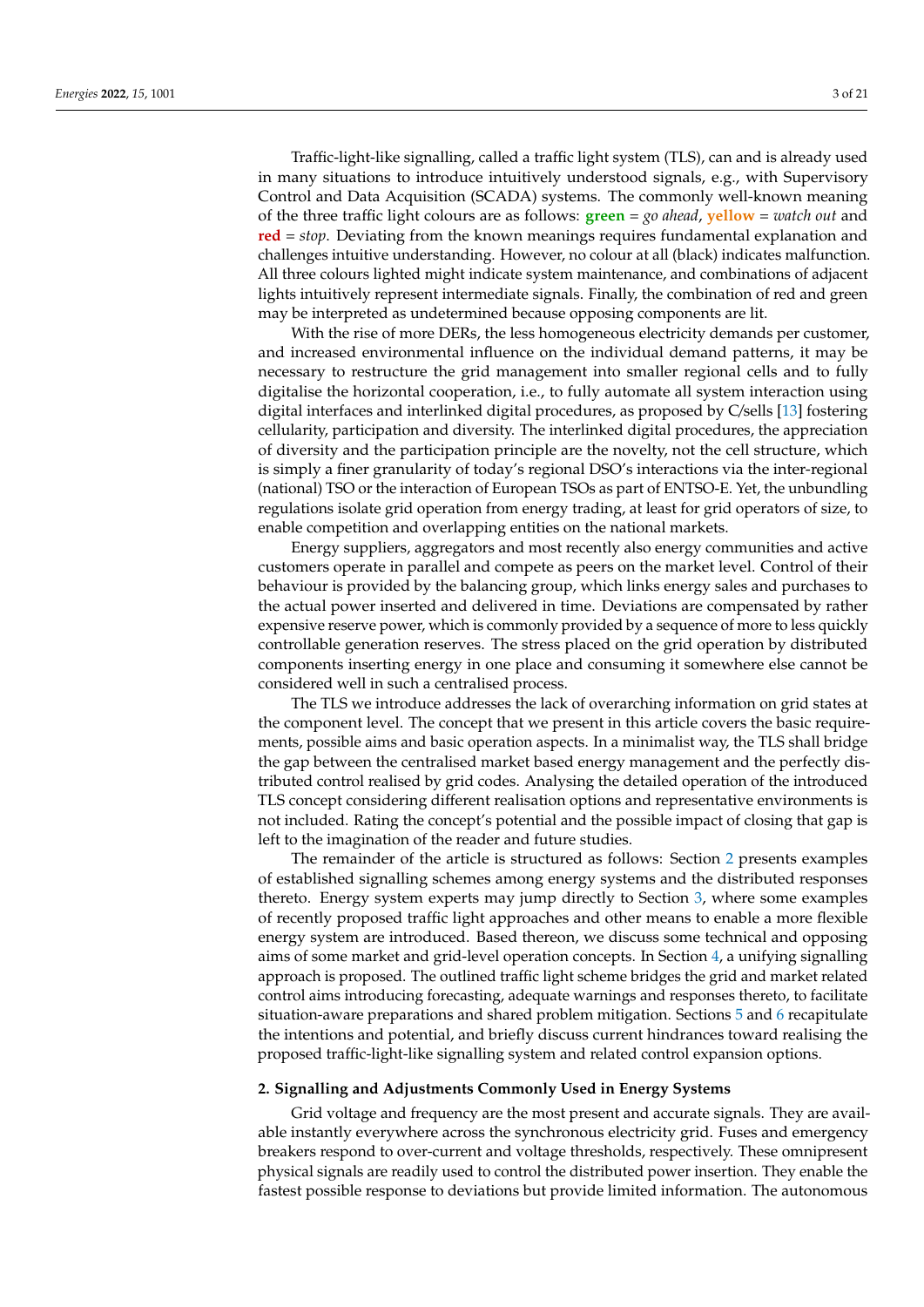Traffic-light-like signalling, called a traffic light system (TLS), can and is already used in many situations to introduce intuitively understood signals, e.g., with Supervisory Control and Data Acquisition (SCADA) systems. The commonly well-known meaning of the three traffic light colours are as follows: **green** = *go ahead*, **yellow** = *watch out* and **red** = *stop*. Deviating from the known meanings requires fundamental explanation and challenges intuitive understanding. However, no colour at all (black) indicates malfunction. All three colours lighted might indicate system maintenance, and combinations of adjacent lights intuitively represent intermediate signals. Finally, the combination of red and green may be interpreted as undetermined because opposing components are lit.

With the rise of more DERs, the less homogeneous electricity demands per customer, and increased environmental influence on the individual demand patterns, it may be necessary to restructure the grid management into smaller regional cells and to fully digitalise the horizontal cooperation, i.e., to fully automate all system interaction using digital interfaces and interlinked digital procedures, as proposed by C/sells [13] fostering cellularity, participation and diversity. The interlinked digital procedures, the appreciation of diversity and the participation principle are the novelty, not the cell structure, which is simply a finer granularity of today's regional DSO's interactions via the inter-regional (national) TSO or the interaction of European TSOs as part of ENTSO-E. Yet, the unbundling regulations isolate grid operation from energy trading, at least for grid operators of size, to enable competition and overlapping entities on the national markets.

Energy suppliers, aggregators and most recently also energy communities and active customers operate in parallel and compete as peers on the market level. Control of their behaviour is provided by the balancing group, which links energy sales and purchases to the actual power inserted and delivered in time. Deviations are compensated by rather expensive reserve power, which is commonly provided by a sequence of more to less quickly controllable generation reserves. The stress placed on the grid operation by distributed components inserting energy in one place and consuming it somewhere else cannot be considered well in such a centralised process.

The TLS we introduce addresses the lack of overarching information on grid states at the component level. The concept that we present in this article covers the basic requirements, possible aims and basic operation aspects. In a minimalist way, the TLS shall bridge the gap between the centralised market based energy management and the perfectly distributed control realised by grid codes. Analysing the detailed operation of the introduced TLS concept considering different realisation options and representative environments is not included. Rating the concept's potential and the possible impact of closing that gap is left to the imagination of the reader and future studies.

The remainder of the article is structured as follows: Section 2 presents examples of established signalling schemes among energy systems and the distributed responses thereto. Energy system experts may jump directly to Section 3, where some examples of recently proposed traffic light approaches and other means to enable a more flexible energy system are introduced. Based thereon, we discuss some technical and opposing aims of some market and grid-level operation concepts. In Section 4, a unifying signalling approach is proposed. The outlined traffic light scheme bridges the grid and market related control aims introducing forecasting, adequate warnings and responses thereto, to facilitate situation-aware preparations and shared problem mitigation. Sections 5 and 6 recapitulate the intentions and potential, and briefly discuss current hindrances toward realising the proposed traffic-light-like signalling system and related control expansion options.

## 2. Signalling and Adjustments Commonly Used in Energy Systems

Grid voltage and frequency are the most present and accurate signals. They are available instantly everywhere across the synchronous electricity grid. Fuses and emergency breakers respond to over-current and voltage thresholds, respectively. These omnipresent physical signals are readily used to control the distributed power insertion. They enable the fastest possible response to deviations but provide limited information. The autonomous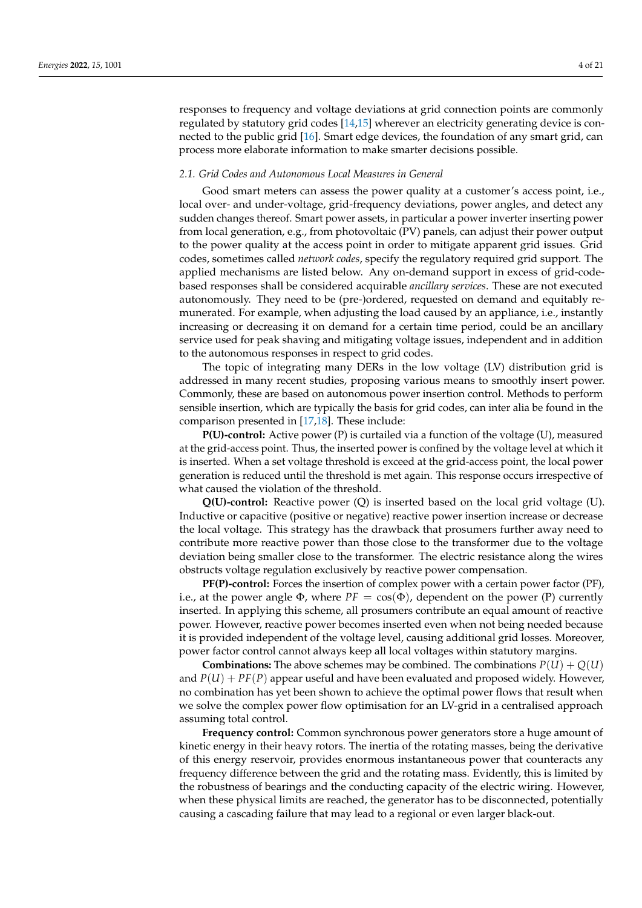responses to frequency and voltage deviations at grid connection points are commonly regulated by statutory grid codes [14,15] wherever an electricity generating device is connected to the public grid [16]. Smart edge devices, the foundation of any smart grid, can process more elaborate information to make smarter decisions possible.

### 2.1. Grid Codes and Autonomous Local Measures in General

Good smart meters can assess the power quality at a customer's access point, i.e., local over- and under-voltage, grid-frequency deviations, power angles, and detect any sudden changes thereof. Smart power assets, in particular a power inverter inserting power from local generation, e.g., from photovoltaic (PV) panels, can adjust their power output to the power quality at the access point in order to mitigate apparent grid issues. Grid codes, sometimes called *network codes*, specify the regulatory required grid support. The applied mechanisms are listed below. Any on-demand support in excess of grid-code-based responses shall be considered acquirable *ancillary services*. These are not executed autonomously. They need to be (pre-)ordered, requested on demand and equitably remunerated. For example, when adjusting the load caused by an appliance, i.e., instantly increasing or decreasing it on demand for a certain time period, could be an ancillary service used for peak shaving and mitigating voltage issues, independent and in addition to the autonomous responses in respect to grid codes.

The topic of integrating many DERs in the low voltage (LV) distribution grid is addressed in many recent studies, proposing various means to smoothly insert power. Commonly, these are based on autonomous power insertion control. Methods to perform sensible insertion, which are typically the basis for grid codes, can inter alia be found in the comparison presented in [17,18]. These include:

**P(U)-control:** Active power (P) is curtailed via a function of the voltage (U), measured at the grid-access point. Thus, the inserted power is confined by the voltage level at which it is inserted. When a set voltage threshold is exceed at the grid-access point, the local power generation is reduced until the threshold is met again. This response occurs irrespective of what caused the violation of the threshold.

**Q(U)-control:** Reactive power (Q) is inserted based on the local grid voltage (U). Inductive or capacitive (positive or negative) reactive power insertion increase or decrease the local voltage. This strategy has the drawback that prosumers further away need to contribute more reactive power than those close to the transformer due to the voltage deviation being smaller close to the transformer. The electric resistance along the wires obstructs voltage regulation exclusively by reactive power compensation.

**PF(P)-control:** Forces the insertion of complex power with a certain power factor (PF), i.e., at the power angle $\Phi$, where $PF = \cos(\Phi)$, dependent on the power (P) currently inserted. In applying this scheme, all prosumers contribute an equal amount of reactive power. However, reactive power becomes inserted even when not being needed because it is provided independent of the voltage level, causing additional grid losses. Moreover, power factor control cannot always keep all local voltages within statutory margins.

**Combinations:** The above schemes may be combined. The combinations $P(U) + Q(U)$ and $P(U) + PF(P)$ appear useful and have been evaluated and proposed widely. However, no combination has yet been shown to achieve the optimal power flows that result when we solve the complex power flow optimisation for an LV-grid in a centralised approach assuming total control.

**Frequency control:** Common synchronous power generators store a huge amount of kinetic energy in their heavy rotors. The inertia of the rotating masses, being the derivative of this energy reservoir, provides enormous instantaneous power that counteracts any frequency difference between the grid and the rotating mass. Evidently, this is limited by the robustness of bearings and the conducting capacity of the electric wiring. However, when these physical limits are reached, the generator has to be disconnected, potentially causing a cascading failure that may lead to a regional or even larger black-out.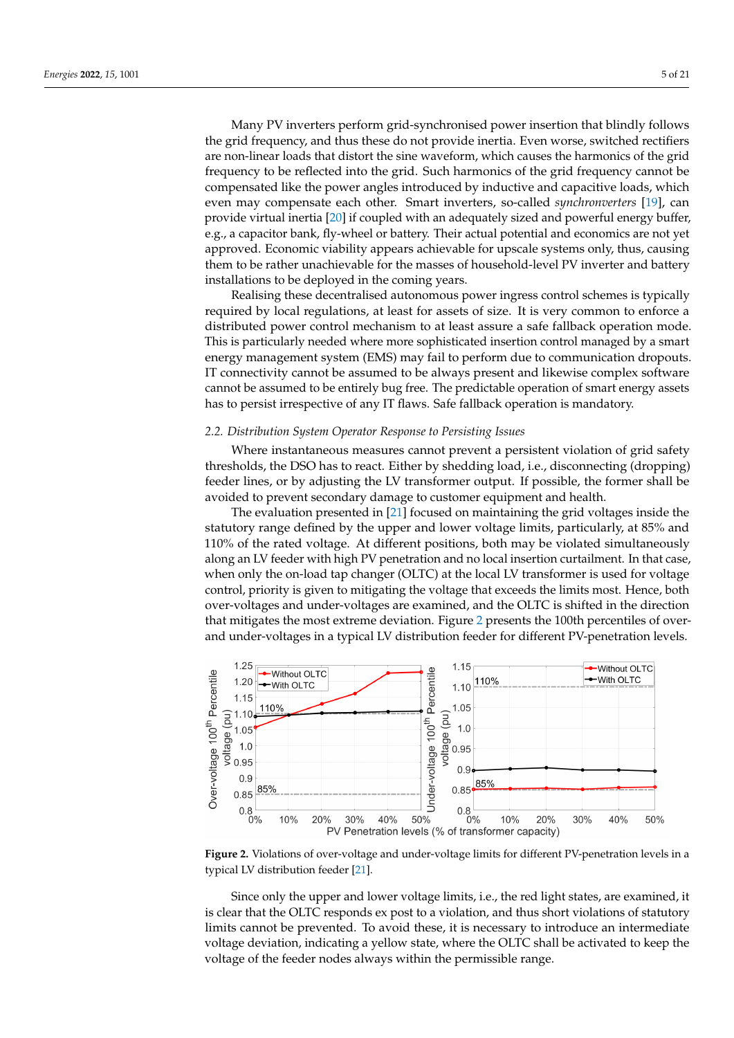Many PV inverters perform grid-synchronised power insertion that blindly follows the grid frequency, and thus these do not provide inertia. Even worse, switched rectifiers are non-linear loads that distort the sine waveform, which causes the harmonics of the grid frequency to be reflected into the grid. Such harmonics of the grid frequency cannot be compensated like the power angles introduced by inductive and capacitive loads, which even may compensate each other. Smart inverters, so-called *synchronverters* [19], can provide virtual inertia [20] if coupled with an adequately sized and powerful energy buffer, e.g., a capacitor bank, fly-wheel or battery. Their actual potential and economics are not yet approved. Economic viability appears achievable for upscale systems only, thus, causing them to be rather unachievable for the masses of household-level PV inverter and battery installations to be deployed in the coming years.

Realising these decentralised autonomous power ingress control schemes is typically required by local regulations, at least for assets of size. It is very common to enforce a distributed power control mechanism to at least assure a safe fallback operation mode. This is particularly needed where more sophisticated insertion control managed by a smart energy management system (EMS) may fail to perform due to communication dropouts. IT connectivity cannot be assumed to be always present and likewise complex software cannot be assumed to be entirely bug free. The predictable operation of smart energy assets has to persist irrespective of any IT flaws. Safe fallback operation is mandatory.

### *2.2. Distribution System Operator Response to Persisting Issues*

Where instantaneous measures cannot prevent a persistent violation of grid safety thresholds, the DSO has to react. Either by shedding load, i.e., disconnecting (dropping) feeder lines, or by adjusting the LV transformer output. If possible, the former shall be avoided to prevent secondary damage to customer equipment and health.

The evaluation presented in [21] focused on maintaining the grid voltages inside the statutory range defined by the upper and lower voltage limits, particularly, at 85% and 110% of the rated voltage. At different positions, both may be violated simultaneously along an LV feeder with high PV penetration and no local insertion curtailment. In that case, when only the on-load tap changer (OLTC) at the local LV transformer is used for voltage control, priority is given to mitigating the voltage that exceeds the limits most. Hence, both over-voltages and under-voltages are examined, and the OLTC is shifted in the direction that mitigates the most extreme deviation. Figure 2 presents the 100th percentiles of over- and under-voltages in a typical LV distribution feeder for different PV-penetration levels.

**Figure 2.** Violations of over-voltage and under-voltage limits for different PV-penetration levels in a typical LV distribution feeder [21].

Since only the upper and lower voltage limits, i.e., the red light states, are examined, it is clear that the OLTC responds ex post to a violation, and thus short violations of statutory limits cannot be prevented. To avoid these, it is necessary to introduce an intermediate voltage deviation, indicating a yellow state, where the OLTC shall be activated to keep the voltage of the feeder nodes always within the permissible range.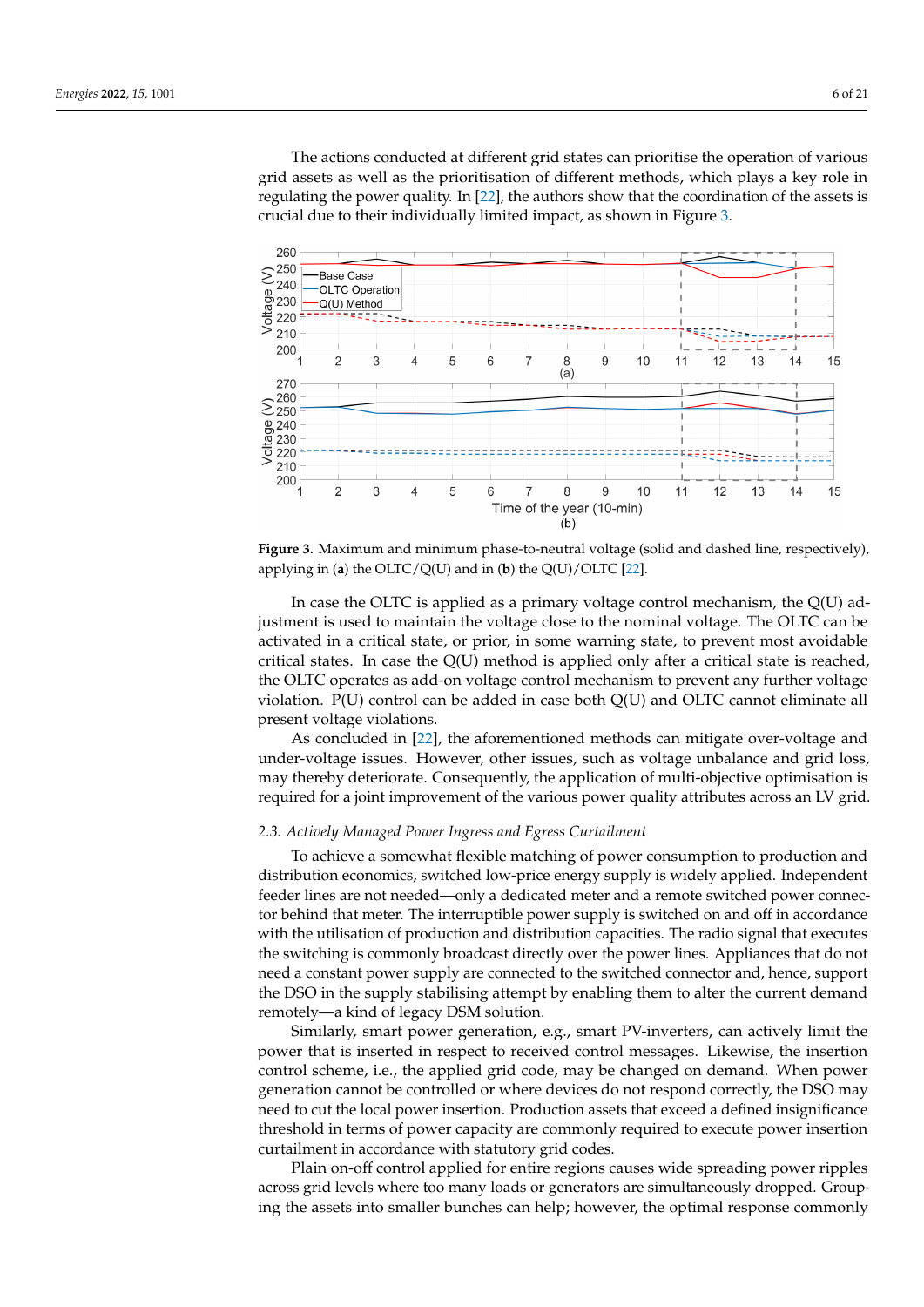The actions conducted at different grid states can prioritise the operation of various grid assets as well as the prioritisation of different methods, which plays a key role in regulating the power quality. In [22], the authors show that the coordination of the assets is crucial due to their individually limited impact, as shown in Figure 3.

**Figure 3.** Maximum and minimum phase-to-neutral voltage (solid and dashed line, respectively), applying in (**a**) the OLTC/Q(U) and in (**b**) the Q(U)/OLTC [22].

In case the OLTC is applied as a primary voltage control mechanism, the Q(U) adjustment is used to maintain the voltage close to the nominal voltage. The OLTC can be activated in a critical state, or prior, in some warning state, to prevent most avoidable critical states. In case the Q(U) method is applied only after a critical state is reached, the OLTC operates as add-on voltage control mechanism to prevent any further voltage violation. P(U) control can be added in case both Q(U) and OLTC cannot eliminate all present voltage violations.

As concluded in [22], the aforementioned methods can mitigate over-voltage and under-voltage issues. However, other issues, such as voltage unbalance and grid loss, may thereby deteriorate. Consequently, the application of multi-objective optimisation is required for a joint improvement of the various power quality attributes across an LV grid.

### 2.3. Actively Managed Power Ingress and Egress Curtailment

To achieve a somewhat flexible matching of power consumption to production and distribution economics, switched low-price energy supply is widely applied. Independent feeder lines are not needed—only a dedicated meter and a remote switched power connector behind that meter. The interruptible power supply is switched on and off in accordance with the utilisation of production and distribution capacities. The radio signal that executes the switching is commonly broadcast directly over the power lines. Appliances that do not need a constant power supply are connected to the switched connector and, hence, support the DSO in the supply stabilising attempt by enabling them to alter the current demand remotely—a kind of legacy DSM solution.

Similarly, smart power generation, e.g., smart PV-inverters, can actively limit the power that is inserted in respect to received control messages. Likewise, the insertion control scheme, i.e., the applied grid code, may be changed on demand. When power generation cannot be controlled or where devices do not respond correctly, the DSO may need to cut the local power insertion. Production assets that exceed a defined insignificance threshold in terms of power capacity are commonly required to execute power insertion curtailment in accordance with statutory grid codes.

Plain on-off control applied for entire regions causes wide spreading power ripples across grid levels where too many loads or generators are simultaneously dropped. Grouping the assets into smaller bunches can help; however, the optimal response commonly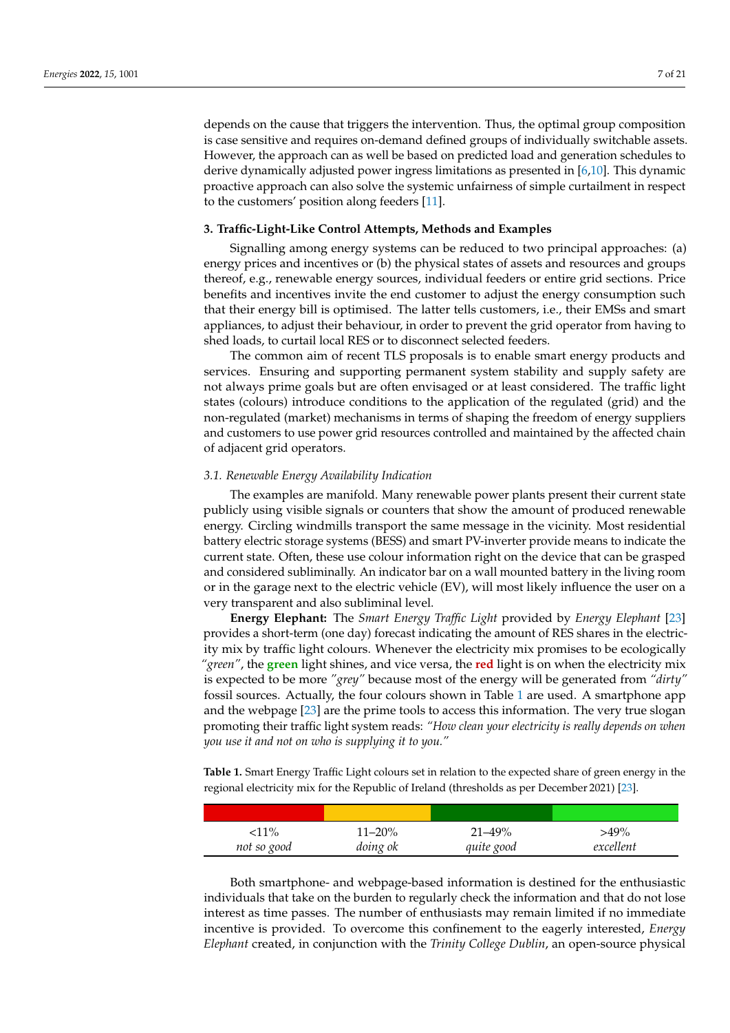depends on the cause that triggers the intervention. Thus, the optimal group composition is case sensitive and requires on-demand defined groups of individually switchable assets. However, the approach can as well be based on predicted load and generation schedules to derive dynamically adjusted power ingress limitations as presented in [6,10]. This dynamic proactive approach can also solve the systemic unfairness of simple curtailment in respect to the customers' position along feeders [11].

## 3. Traffic-Light-Like Control Attempts, Methods and Examples

Signalling among energy systems can be reduced to two principal approaches: (a) energy prices and incentives or (b) the physical states of assets and resources and groups thereof, e.g., renewable energy sources, individual feeders or entire grid sections. Price benefits and incentives invite the end customer to adjust the energy consumption such that their energy bill is optimised. The latter tells customers, i.e., their EMSs and smart appliances, to adjust their behaviour, in order to prevent the grid operator from having to shed loads, to curtail local RES or to disconnect selected feeders.

The common aim of recent TLS proposals is to enable smart energy products and services. Ensuring and supporting permanent system stability and supply safety are not always prime goals but are often envisaged or at least considered. The traffic light states (colours) introduce conditions to the application of the regulated (grid) and the non-regulated (market) mechanisms in terms of shaping the freedom of energy suppliers and customers to use power grid resources controlled and maintained by the affected chain of adjacent grid operators.

### *3.1. Renewable Energy Availability Indication*

The examples are manifold. Many renewable power plants present their current state publicly using visible signals or counters that show the amount of produced renewable energy. Circling windmills transport the same message in the vicinity. Most residential battery electric storage systems (BESS) and smart PV-inverter provide means to indicate the current state. Often, these use colour information right on the device that can be grasped and considered subliminally. An indicator bar on a wall mounted battery in the living room or in the garage next to the electric vehicle (EV), will most likely influence the user on a very transparent and also subliminal level.

**Energy Elephant:** The *Smart Energy Traffic Light* provided by *Energy Elephant* [23] provides a short-term (one day) forecast indicating the amount of RES shares in the electricity mix by traffic light colours. Whenever the electricity mix promises to be ecologically *"green"*, the **green** light shines, and vice versa, the **red** light is on when the electricity mix is expected to be more *"grey"* because most of the energy will be generated from *"dirty"* fossil sources. Actually, the four colours shown in Table 1 are used. A smartphone app and the webpage [23] are the prime tools to access this information. The very true slogan promoting their traffic light system reads: *"How clean your electricity is really depends on when you use it and not on who is supplying it to you."*

**Table 1.** Smart Energy Traffic Light colours set in relation to the expected share of green energy in the regional electricity mix for the Republic of Ireland (thresholds as per December 2021) [23].

| (red) | (yellow) | (dark green) | (light green) |
|---|---|---|---|
| <11% *not so good* | 11–20% *doing ok* | 21–49% *quite good* | >49% *excellent* |

Both smartphone- and webpage-based information is destined for the enthusiastic individuals that take on the burden to regularly check the information and that do not lose interest as time passes. The number of enthusiasts may remain limited if no immediate incentive is provided. To overcome this confinement to the eagerly interested, *Energy Elephant* created, in conjunction with the *Trinity College Dublin*, an open-source physical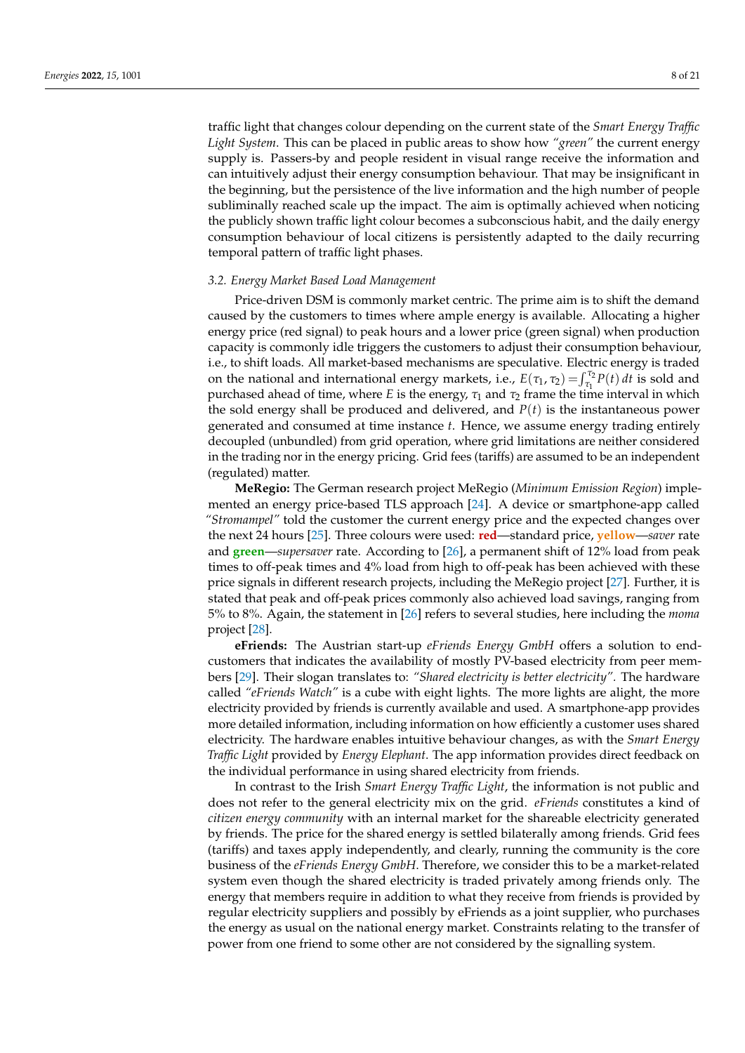traffic light that changes colour depending on the current state of the *Smart Energy Traffic Light System*. This can be placed in public areas to show how *"green"* the current energy supply is. Passers-by and people resident in visual range receive the information and can intuitively adjust their energy consumption behaviour. That may be insignificant in the beginning, but the persistence of the live information and the high number of people subliminally reached scale up the impact. The aim is optimally achieved when noticing the publicly shown traffic light colour becomes a subconscious habit, and the daily energy consumption behaviour of local citizens is persistently adapted to the daily recurring temporal pattern of traffic light phases.

### 3.2. Energy Market Based Load Management

Price-driven DSM is commonly market centric. The prime aim is to shift the demand caused by the customers to times where ample energy is available. Allocating a higher energy price (red signal) to peak hours and a lower price (green signal) when production capacity is commonly idle triggers the customers to adjust their consumption behaviour, i.e., to shift loads. All market-based mechanisms are speculative. Electric energy is traded on the national and international energy markets, i.e., $E(\tau_1, \tau_2) = \int_{\tau_1}^{\tau_2} P(t)\, dt$ is sold and purchased ahead of time, where $E$ is the energy, $\tau_1$ and $\tau_2$ frame the time interval in which the sold energy shall be produced and delivered, and $P(t)$ is the instantaneous power generated and consumed at time instance $t$. Hence, we assume energy trading entirely decoupled (unbundled) from grid operation, where grid limitations are neither considered in the trading nor in the energy pricing. Grid fees (tariffs) are assumed to be an independent (regulated) matter.

**MeRegio:** The German research project MeRegio (*Minimum Emission Region*) implemented an energy price-based TLS approach [24]. A device or smartphone-app called *"Stromampel"* told the customer the current energy price and the expected changes over the next 24 hours [25]. Three colours were used: **red**—standard price, **yellow**—*saver* rate and **green**—*supersaver* rate. According to [26], a permanent shift of 12% load from peak times to off-peak times and 4% load from high to off-peak has been achieved with these price signals in different research projects, including the MeRegio project [27]. Further, it is stated that peak and off-peak prices commonly also achieved load savings, ranging from 5% to 8%. Again, the statement in [26] refers to several studies, here including the *moma* project [28].

**eFriends:** The Austrian start-up *eFriends Energy GmbH* offers a solution to end-customers that indicates the availability of mostly PV-based electricity from peer members [29]. Their slogan translates to: *"Shared electricity is better electricity"*. The hardware called *"eFriends Watch"* is a cube with eight lights. The more lights are alight, the more electricity provided by friends is currently available and used. A smartphone-app provides more detailed information, including information on how efficiently a customer uses shared electricity. The hardware enables intuitive behaviour changes, as with the *Smart Energy Traffic Light* provided by *Energy Elephant*. The app information provides direct feedback on the individual performance in using shared electricity from friends.

In contrast to the Irish *Smart Energy Traffic Light*, the information is not public and does not refer to the general electricity mix on the grid. *eFriends* constitutes a kind of *citizen energy community* with an internal market for the shareable electricity generated by friends. The price for the shared energy is settled bilaterally among friends. Grid fees (tariffs) and taxes apply independently, and clearly, running the community is the core business of the *eFriends Energy GmbH*. Therefore, we consider this to be a market-related system even though the shared electricity is traded privately among friends only. The energy that members require in addition to what they receive from friends is provided by regular electricity suppliers and possibly by eFriends as a joint supplier, who purchases the energy as usual on the national energy market. Constraints relating to the transfer of power from one friend to some other are not considered by the signalling system.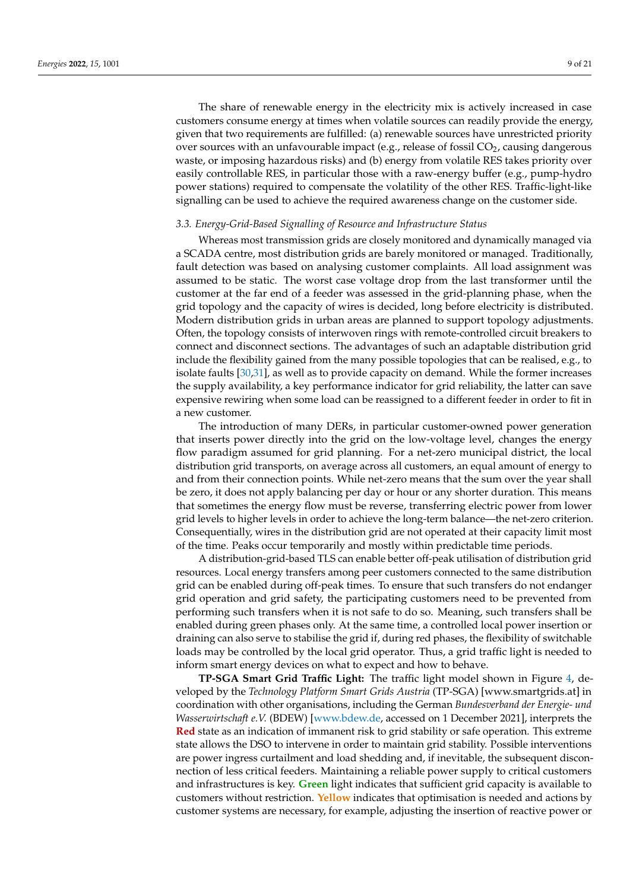The share of renewable energy in the electricity mix is actively increased in case customers consume energy at times when volatile sources can readily provide the energy, given that two requirements are fulfilled: (a) renewable sources have unrestricted priority over sources with an unfavourable impact (e.g., release of fossil $CO_2$, causing dangerous waste, or imposing hazardous risks) and (b) energy from volatile RES takes priority over easily controllable RES, in particular those with a raw-energy buffer (e.g., pump-hydro power stations) required to compensate the volatility of the other RES. Traffic-light-like signalling can be used to achieve the required awareness change on the customer side.

### *3.3. Energy-Grid-Based Signalling of Resource and Infrastructure Status*

Whereas most transmission grids are closely monitored and dynamically managed via a SCADA centre, most distribution grids are barely monitored or managed. Traditionally, fault detection was based on analysing customer complaints. All load assignment was assumed to be static. The worst case voltage drop from the last transformer until the customer at the far end of a feeder was assessed in the grid-planning phase, when the grid topology and the capacity of wires is decided, long before electricity is distributed. Modern distribution grids in urban areas are planned to support topology adjustments. Often, the topology consists of interwoven rings with remote-controlled circuit breakers to connect and disconnect sections. The advantages of such an adaptable distribution grid include the flexibility gained from the many possible topologies that can be realised, e.g., to isolate faults [30,31], as well as to provide capacity on demand. While the former increases the supply availability, a key performance indicator for grid reliability, the latter can save expensive rewiring when some load can be reassigned to a different feeder in order to fit in a new customer.

The introduction of many DERs, in particular customer-owned power generation that inserts power directly into the grid on the low-voltage level, changes the energy flow paradigm assumed for grid planning. For a net-zero municipal district, the local distribution grid transports, on average across all customers, an equal amount of energy to and from their connection points. While net-zero means that the sum over the year shall be zero, it does not apply balancing per day or hour or any shorter duration. This means that sometimes the energy flow must be reverse, transferring electric power from lower grid levels to higher levels in order to achieve the long-term balance—the net-zero criterion. Consequentially, wires in the distribution grid are not operated at their capacity limit most of the time. Peaks occur temporarily and mostly within predictable time periods.

A distribution-grid-based TLS can enable better off-peak utilisation of distribution grid resources. Local energy transfers among peer customers connected to the same distribution grid can be enabled during off-peak times. To ensure that such transfers do not endanger grid operation and grid safety, the participating customers need to be prevented from performing such transfers when it is not safe to do so. Meaning, such transfers shall be enabled during green phases only. At the same time, a controlled local power insertion or draining can also serve to stabilise the grid if, during red phases, the flexibility of switchable loads may be controlled by the local grid operator. Thus, a grid traffic light is needed to inform smart energy devices on what to expect and how to behave.

**TP-SGA Smart Grid Traffic Light:** The traffic light model shown in Figure 4, developed by the *Technology Platform Smart Grids Austria* (TP-SGA) [www.smartgrids.at] in coordination with other organisations, including the German *Bundesverband der Energie- und Wasserwirtschaft e.V.* (BDEW) [www.bdew.de, accessed on 1 December 2021], interprets the **Red** state as an indication of immanent risk to grid stability or safe operation. This extreme state allows the DSO to intervene in order to maintain grid stability. Possible interventions are power ingress curtailment and load shedding and, if inevitable, the subsequent disconnection of less critical feeders. Maintaining a reliable power supply to critical customers and infrastructures is key. **Green** light indicates that sufficient grid capacity is available to customers without restriction. **Yellow** indicates that optimisation is needed and actions by customer systems are necessary, for example, adjusting the insertion of reactive power or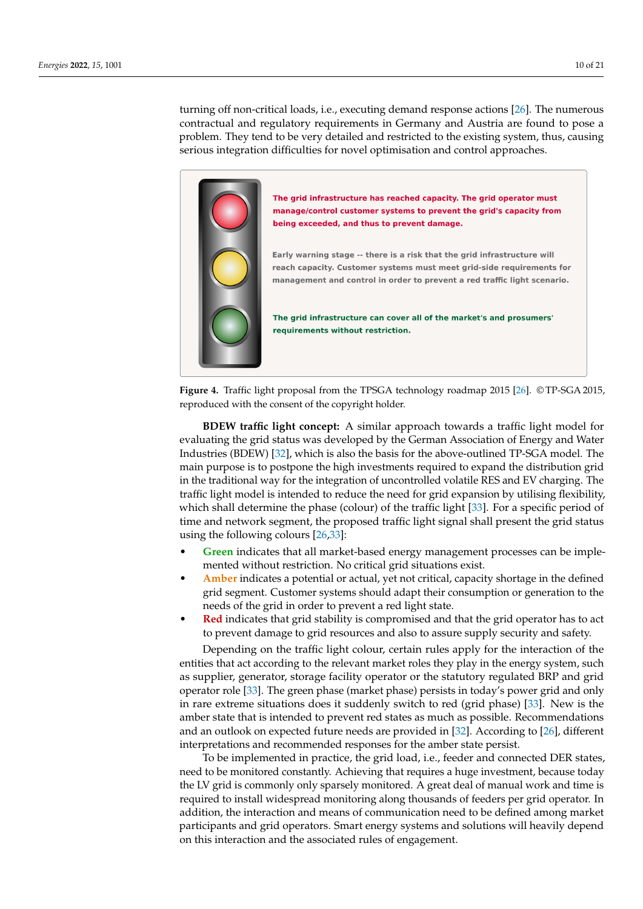turning off non-critical loads, i.e., executing demand response actions [26]. The numerous contractual and regulatory requirements in Germany and Austria are found to pose a problem. They tend to be very detailed and restricted to the existing system, thus, causing serious integration difficulties for novel optimisation and control approaches.

**The grid infrastructure has reached capacity. The grid operator must manage/control customer systems to prevent the grid's capacity from being exceeded, and thus to prevent damage.**

**Early warning stage -- there is a risk that the grid infrastructure will reach capacity. Customer systems must meet grid-side requirements for management and control in order to prevent a red traffic light scenario.**

**The grid infrastructure can cover all of the market's and prosumers' requirements without restriction.**

**Figure 4.** Traffic light proposal from the TPSGA technology roadmap 2015 [26]. ©TP-SGA 2015, reproduced with the consent of the copyright holder.

**BDEW traffic light concept:** A similar approach towards a traffic light model for evaluating the grid status was developed by the German Association of Energy and Water Industries (BDEW) [32], which is also the basis for the above-outlined TP-SGA model. The main purpose is to postpone the high investments required to expand the distribution grid in the traditional way for the integration of uncontrolled volatile RES and EV charging. The traffic light model is intended to reduce the need for grid expansion by utilising flexibility, which shall determine the phase (colour) of the traffic light [33]. For a specific period of time and network segment, the proposed traffic light signal shall present the grid status using the following colours [26,33]:

- **Green** indicates that all market-based energy management processes can be implemented without restriction. No critical grid situations exist.
- **Amber** indicates a potential or actual, yet not critical, capacity shortage in the defined grid segment. Customer systems should adapt their consumption or generation to the needs of the grid in order to prevent a red light state.
- **Red** indicates that grid stability is compromised and that the grid operator has to act to prevent damage to grid resources and also to assure supply security and safety.

Depending on the traffic light colour, certain rules apply for the interaction of the entities that act according to the relevant market roles they play in the energy system, such as supplier, generator, storage facility operator or the statutory regulated BRP and grid operator role [33]. The green phase (market phase) persists in today's power grid and only in rare extreme situations does it suddenly switch to red (grid phase) [33]. New is the amber state that is intended to prevent red states as much as possible. Recommendations and an outlook on expected future needs are provided in [32]. According to [26], different interpretations and recommended responses for the amber state persist.

To be implemented in practice, the grid load, i.e., feeder and connected DER states, need to be monitored constantly. Achieving that requires a huge investment, because today the LV grid is commonly only sparsely monitored. A great deal of manual work and time is required to install widespread monitoring along thousands of feeders per grid operator. In addition, the interaction and means of communication need to be defined among market participants and grid operators. Smart energy systems and solutions will heavily depend on this interaction and the associated rules of engagement.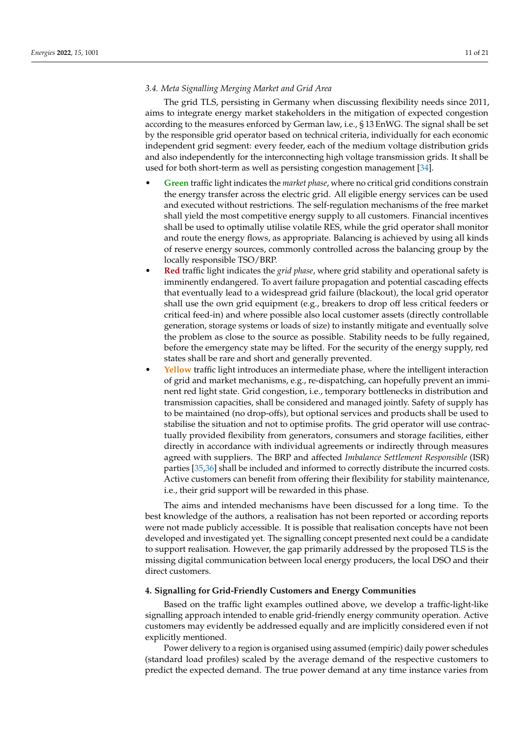### 3.4. Meta Signalling Merging Market and Grid Area

The grid TLS, persisting in Germany when discussing flexibility needs since 2011, aims to integrate energy market stakeholders in the mitigation of expected congestion according to the measures enforced by German law, i.e., § 13 EnWG. The signal shall be set by the responsible grid operator based on technical criteria, individually for each economic independent grid segment: every feeder, each of the medium voltage distribution grids and also independently for the interconnecting high voltage transmission grids. It shall be used for both short-term as well as persisting congestion management [34].

- **Green** traffic light indicates the *market phase*, where no critical grid conditions constrain the energy transfer across the electric grid. All eligible energy services can be used and executed without restrictions. The self-regulation mechanisms of the free market shall yield the most competitive energy supply to all customers. Financial incentives shall be used to optimally utilise volatile RES, while the grid operator shall monitor and route the energy flows, as appropriate. Balancing is achieved by using all kinds of reserve energy sources, commonly controlled across the balancing group by the locally responsible TSO/BRP.
- **Red** traffic light indicates the *grid phase*, where grid stability and operational safety is imminently endangered. To avert failure propagation and potential cascading effects that eventually lead to a widespread grid failure (blackout), the local grid operator shall use the own grid equipment (e.g., breakers to drop off less critical feeders or critical feed-in) and where possible also local customer assets (directly controllable generation, storage systems or loads of size) to instantly mitigate and eventually solve the problem as close to the source as possible. Stability needs to be fully regained, before the emergency state may be lifted. For the security of the energy supply, red states shall be rare and short and generally prevented.
- **Yellow** traffic light introduces an intermediate phase, where the intelligent interaction of grid and market mechanisms, e.g., re-dispatching, can hopefully prevent an imminent red light state. Grid congestion, i.e., temporary bottlenecks in distribution and transmission capacities, shall be considered and managed jointly. Safety of supply has to be maintained (no drop-offs), but optional services and products shall be used to stabilise the situation and not to optimise profits. The grid operator will use contractually provided flexibility from generators, consumers and storage facilities, either directly in accordance with individual agreements or indirectly through measures agreed with suppliers. The BRP and affected *Imbalance Settlement Responsible* (ISR) parties [35,36] shall be included and informed to correctly distribute the incurred costs. Active customers can benefit from offering their flexibility for stability maintenance, i.e., their grid support will be rewarded in this phase.

The aims and intended mechanisms have been discussed for a long time. To the best knowledge of the authors, a realisation has not been reported or according reports were not made publicly accessible. It is possible that realisation concepts have not been developed and investigated yet. The signalling concept presented next could be a candidate to support realisation. However, the gap primarily addressed by the proposed TLS is the missing digital communication between local energy producers, the local DSO and their direct customers.

## 4. Signalling for Grid-Friendly Customers and Energy Communities

Based on the traffic light examples outlined above, we develop a traffic-light-like signalling approach intended to enable grid-friendly energy community operation. Active customers may evidently be addressed equally and are implicitly considered even if not explicitly mentioned.

Power delivery to a region is organised using assumed (empiric) daily power schedules (standard load profiles) scaled by the average demand of the respective customers to predict the expected demand. The true power demand at any time instance varies from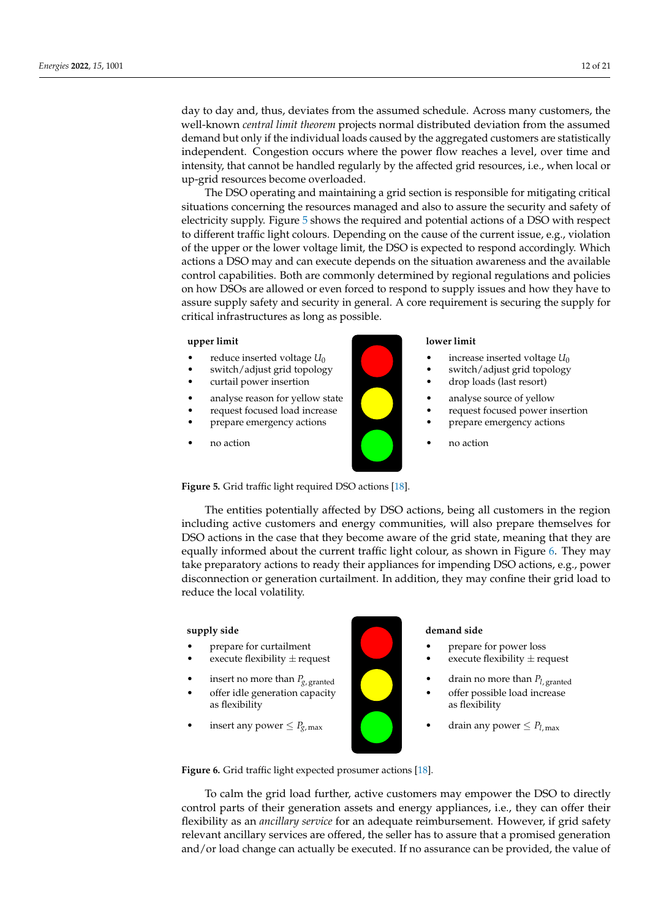day to day and, thus, deviates from the assumed schedule. Across many customers, the well-known *central limit theorem* projects normal distributed deviation from the assumed demand but only if the individual loads caused by the aggregated customers are statistically independent. Congestion occurs where the power flow reaches a level, over time and intensity, that cannot be handled regularly by the affected grid resources, i.e., when local or up-grid resources become overloaded.

The DSO operating and maintaining a grid section is responsible for mitigating critical situations concerning the resources managed and also to assure the security and safety of electricity supply. Figure 5 shows the required and potential actions of a DSO with respect to different traffic light colours. Depending on the cause of the current issue, e.g., violation of the upper or the lower voltage limit, the DSO is expected to respond accordingly. Which actions a DSO may and can execute depends on the situation awareness and the available control capabilities. Both are commonly determined by regional regulations and policies on how DSOs are allowed or even forced to respond to supply issues and how they have to assure supply safety and security in general. A core requirement is securing the supply for critical infrastructures as long as possible.

| Light | upper limit | lower limit |
| --- | --- | --- |
| red | • reduce inserted voltage $U_0$ <br> • switch/adjust grid topology <br> • curtail power insertion | • increase inserted voltage $U_0$ <br> • switch/adjust grid topology <br> • drop loads (last resort) |
| yellow | • analyse reason for yellow state <br> • request focused load increase <br> • prepare emergency actions | • analyse source of yellow <br> • request focused power insertion <br> • prepare emergency actions |
| green | • no action | • no action |

**Figure 5.** Grid traffic light required DSO actions [18].

The entities potentially affected by DSO actions, being all customers in the region including active customers and energy communities, will also prepare themselves for DSO actions in the case that they become aware of the grid state, meaning that they are equally informed about the current traffic light colour, as shown in Figure 6. They may take preparatory actions to ready their appliances for impending DSO actions, e.g., power disconnection or generation curtailment. In addition, they may confine their grid load to reduce the local volatility.

| Light | supply side | demand side |
| --- | --- | --- |
| red | • prepare for curtailment <br> • execute flexibility ± request | • prepare for power loss <br> • execute flexibility ± request |
| yellow | • insert no more than $P_{g,\,\mathrm{granted}}$ <br> • offer idle generation capacity as flexibility | • drain no more than $P_{l,\,\mathrm{granted}}$ <br> • offer possible load increase as flexibility |
| green | • insert any power $\leq P_{g,\,\mathrm{max}}$ | • drain any power $\leq P_{l,\,\mathrm{max}}$ |

**Figure 6.** Grid traffic light expected prosumer actions [18].

To calm the grid load further, active customers may empower the DSO to directly control parts of their generation assets and energy appliances, i.e., they can offer their flexibility as an *ancillary service* for an adequate reimbursement. However, if grid safety relevant ancillary services are offered, the seller has to assure that a promised generation and/or load change can actually be executed. If no assurance can be provided, the value of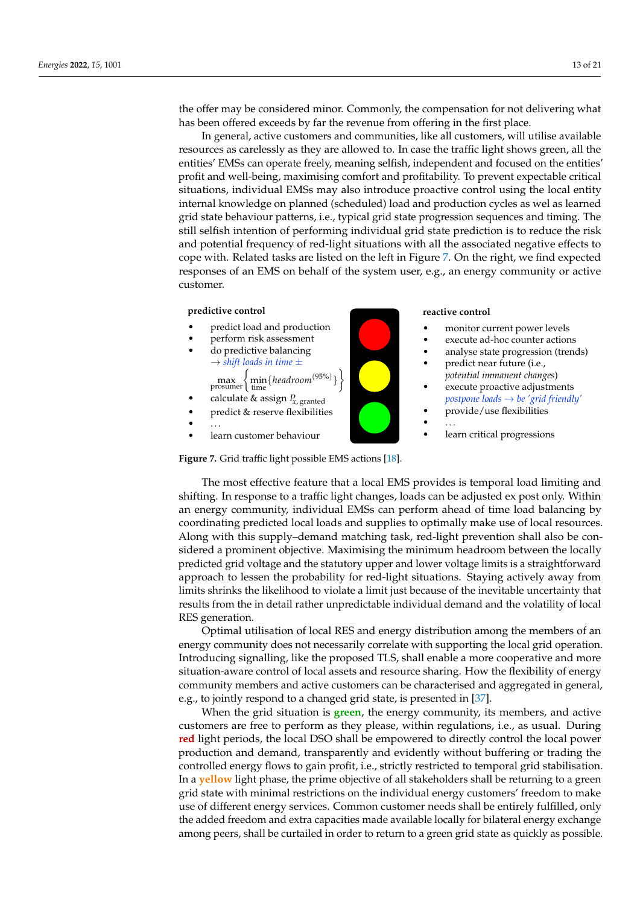the offer may be considered minor. Commonly, the compensation for not delivering what has been offered exceeds by far the revenue from offering in the first place.

In general, active customers and communities, like all customers, will utilise available resources as carelessly as they are allowed to. In case the traffic light shows green, all the entities' EMSs can operate freely, meaning selfish, independent and focused on the entities' profit and well-being, maximising comfort and profitability. To prevent expectable critical situations, individual EMSs may also introduce proactive control using the local entity internal knowledge on planned (scheduled) load and production cycles as wel as learned grid state behaviour patterns, i.e., typical grid state progression sequences and timing. The still selfish intention of performing individual grid state prediction is to reduce the risk and potential frequency of red-light situations with all the associated negative effects to cope with. Related tasks are listed on the left in Figure 7. On the right, we find expected responses of an EMS on behalf of the system user, e.g., an energy community or active customer.

**predictive control**

- predict load and production
- perform risk assessment
- do predictive balancing
  → *shift loads in time* ±
  $$\max_{\text{prosumer}} \left\{ \min_{\text{time}} \{ headroom^{(95\%)} \} \right\}$$
- calculate & assign $P_{x,\text{granted}}$
- predict & reserve flexibilities
- ...
- learn customer behaviour

**reactive control**

- monitor current power levels
- execute ad-hoc counter actions
- analyse state progression (trends)
- predict near future (i.e., *potential immanent changes*)
- execute proactive adjustments
  *postpone loads → be 'grid friendly'*
- provide/use flexibilities
- ...
- learn critical progressions

**Figure 7.** Grid traffic light possible EMS actions [18].

The most effective feature that a local EMS provides is temporal load limiting and shifting. In response to a traffic light changes, loads can be adjusted ex post only. Within an energy community, individual EMSs can perform ahead of time load balancing by coordinating predicted local loads and supplies to optimally make use of local resources. Along with this supply–demand matching task, red-light prevention shall also be considered a prominent objective. Maximising the minimum headroom between the locally predicted grid voltage and the statutory upper and lower voltage limits is a straightforward approach to lessen the probability for red-light situations. Staying actively away from limits shrinks the likelihood to violate a limit just because of the inevitable uncertainty that results from the in detail rather unpredictable individual demand and the volatility of local RES generation.

Optimal utilisation of local RES and energy distribution among the members of an energy community does not necessarily correlate with supporting the local grid operation. Introducing signalling, like the proposed TLS, shall enable a more cooperative and more situation-aware control of local assets and resource sharing. How the flexibility of energy community members and active customers can be characterised and aggregated in general, e.g., to jointly respond to a changed grid state, is presented in [37].

When the grid situation is **green**, the energy community, its members, and active customers are free to perform as they please, within regulations, i.e., as usual. During **red** light periods, the local DSO shall be empowered to directly control the local power production and demand, transparently and evidently without buffering or trading the controlled energy flows to gain profit, i.e., strictly restricted to temporal grid stabilisation. In a **yellow** light phase, the prime objective of all stakeholders shall be returning to a green grid state with minimal restrictions on the individual energy customers' freedom to make use of different energy services. Common customer needs shall be entirely fulfilled, only the added freedom and extra capacities made available locally for bilateral energy exchange among peers, shall be curtailed in order to return to a green grid state as quickly as possible.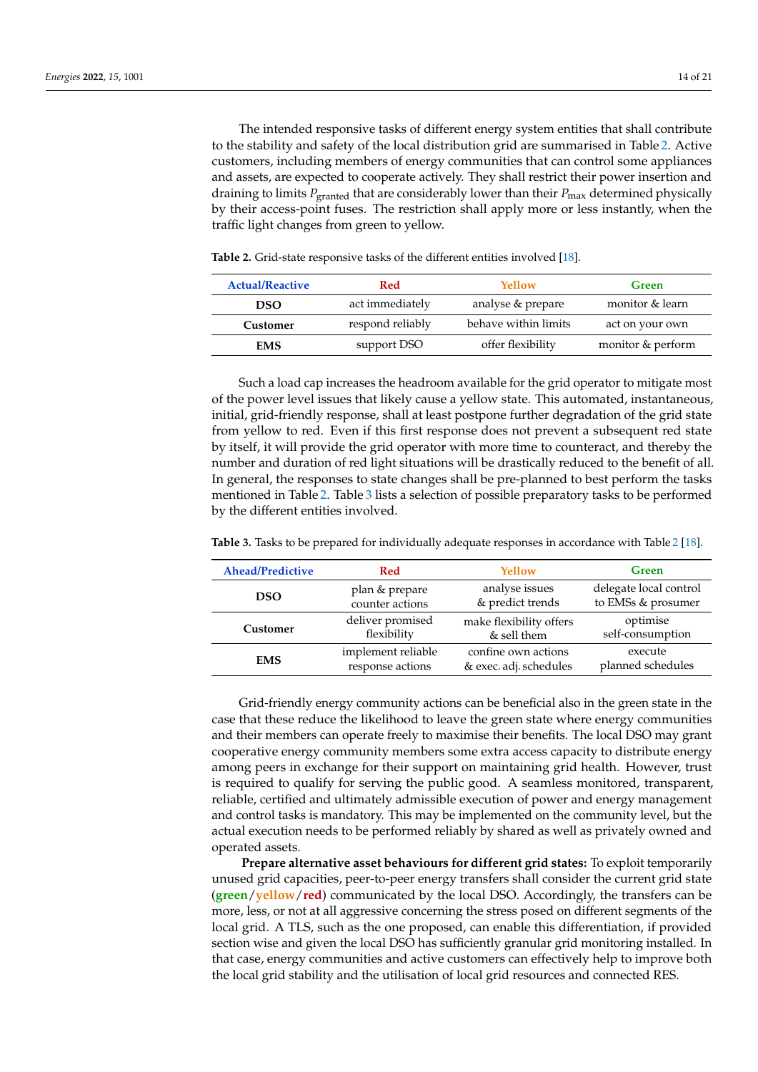The intended responsive tasks of different energy system entities that shall contribute to the stability and safety of the local distribution grid are summarised in Table 2. Active customers, including members of energy communities that can control some appliances and assets, are expected to cooperate actively. They shall restrict their power insertion and draining to limits $P_{\text{granted}}$ that are considerably lower than their $P_{\text{max}}$ determined physically by their access-point fuses. The restriction shall apply more or less instantly, when the traffic light changes from green to yellow.

**Table 2.** Grid-state responsive tasks of the different entities involved [18].

| Actual/Reactive | Red | Yellow | Green |
|---|---|---|---|
| **DSO** | act immediately | analyse & prepare | monitor & learn |
| **Customer** | respond reliably | behave within limits | act on your own |
| **EMS** | support DSO | offer flexibility | monitor & perform |

Such a load cap increases the headroom available for the grid operator to mitigate most of the power level issues that likely cause a yellow state. This automated, instantaneous, initial, grid-friendly response, shall at least postpone further degradation of the grid state from yellow to red. Even if this first response does not prevent a subsequent red state by itself, it will provide the grid operator with more time to counteract, and thereby the number and duration of red light situations will be drastically reduced to the benefit of all. In general, the responses to state changes shall be pre-planned to best perform the tasks mentioned in Table 2. Table 3 lists a selection of possible preparatory tasks to be performed by the different entities involved.

**Table 3.** Tasks to be prepared for individually adequate responses in accordance with Table 2 [18].

| Ahead/Predictive | Red | Yellow | Green |
|---|---|---|---|
| **DSO** | plan & prepare counter actions | analyse issues & predict trends | delegate local control to EMSs & prosumer |
| **Customer** | deliver promised flexibility | make flexibility offers & sell them | optimise self-consumption |
| **EMS** | implement reliable response actions | confine own actions & exec. adj. schedules | execute planned schedules |

Grid-friendly energy community actions can be beneficial also in the green state in the case that these reduce the likelihood to leave the green state where energy communities and their members can operate freely to maximise their benefits. The local DSO may grant cooperative energy community members some extra access capacity to distribute energy among peers in exchange for their support on maintaining grid health. However, trust is required to qualify for serving the public good. A seamless monitored, transparent, reliable, certified and ultimately admissible execution of power and energy management and control tasks is mandatory. This may be implemented on the community level, but the actual execution needs to be performed reliably by shared as well as privately owned and operated assets.

**Prepare alternative asset behaviours for different grid states:** To exploit temporarily unused grid capacities, peer-to-peer energy transfers shall consider the current grid state (**green**/**yellow**/**red**) communicated by the local DSO. Accordingly, the transfers can be more, less, or not at all aggressive concerning the stress posed on different segments of the local grid. A TLS, such as the one proposed, can enable this differentiation, if provided section wise and given the local DSO has sufficiently granular grid monitoring installed. In that case, energy communities and active customers can effectively help to improve both the local grid stability and the utilisation of local grid resources and connected RES.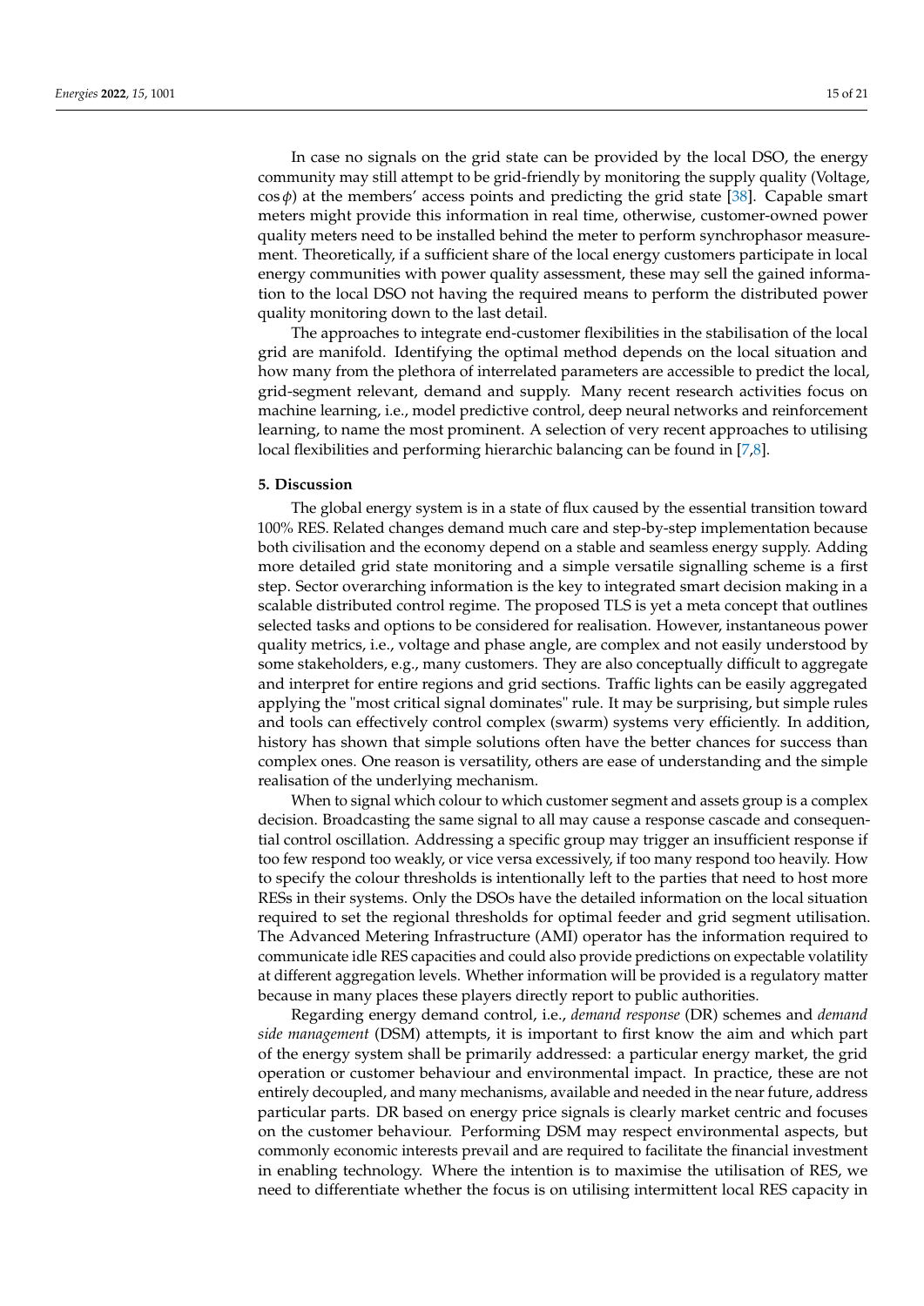In case no signals on the grid state can be provided by the local DSO, the energy community may still attempt to be grid-friendly by monitoring the supply quality (Voltage, $\cos\phi$) at the members' access points and predicting the grid state [38]. Capable smart meters might provide this information in real time, otherwise, customer-owned power quality meters need to be installed behind the meter to perform synchrophasor measurement. Theoretically, if a sufficient share of the local energy customers participate in local energy communities with power quality assessment, these may sell the gained information to the local DSO not having the required means to perform the distributed power quality monitoring down to the last detail.

The approaches to integrate end-customer flexibilities in the stabilisation of the local grid are manifold. Identifying the optimal method depends on the local situation and how many from the plethora of interrelated parameters are accessible to predict the local, grid-segment relevant, demand and supply. Many recent research activities focus on machine learning, i.e., model predictive control, deep neural networks and reinforcement learning, to name the most prominent. A selection of very recent approaches to utilising local flexibilities and performing hierarchic balancing can be found in [7,8].

## 5. Discussion

The global energy system is in a state of flux caused by the essential transition toward 100% RES. Related changes demand much care and step-by-step implementation because both civilisation and the economy depend on a stable and seamless energy supply. Adding more detailed grid state monitoring and a simple versatile signalling scheme is a first step. Sector overarching information is the key to integrated smart decision making in a scalable distributed control regime. The proposed TLS is yet a meta concept that outlines selected tasks and options to be considered for realisation. However, instantaneous power quality metrics, i.e., voltage and phase angle, are complex and not easily understood by some stakeholders, e.g., many customers. They are also conceptually difficult to aggregate and interpret for entire regions and grid sections. Traffic lights can be easily aggregated applying the "most critical signal dominates" rule. It may be surprising, but simple rules and tools can effectively control complex (swarm) systems very efficiently. In addition, history has shown that simple solutions often have the better chances for success than complex ones. One reason is versatility, others are ease of understanding and the simple realisation of the underlying mechanism.

When to signal which colour to which customer segment and assets group is a complex decision. Broadcasting the same signal to all may cause a response cascade and consequential control oscillation. Addressing a specific group may trigger an insufficient response if too few respond too weakly, or vice versa excessively, if too many respond too heavily. How to specify the colour thresholds is intentionally left to the parties that need to host more RESs in their systems. Only the DSOs have the detailed information on the local situation required to set the regional thresholds for optimal feeder and grid segment utilisation. The Advanced Metering Infrastructure (AMI) operator has the information required to communicate idle RES capacities and could also provide predictions on expectable volatility at different aggregation levels. Whether information will be provided is a regulatory matter because in many places these players directly report to public authorities.

Regarding energy demand control, i.e., *demand response* (DR) schemes and *demand side management* (DSM) attempts, it is important to first know the aim and which part of the energy system shall be primarily addressed: a particular energy market, the grid operation or customer behaviour and environmental impact. In practice, these are not entirely decoupled, and many mechanisms, available and needed in the near future, address particular parts. DR based on energy price signals is clearly market centric and focuses on the customer behaviour. Performing DSM may respect environmental aspects, but commonly economic interests prevail and are required to facilitate the financial investment in enabling technology. Where the intention is to maximise the utilisation of RES, we need to differentiate whether the focus is on utilising intermittent local RES capacity in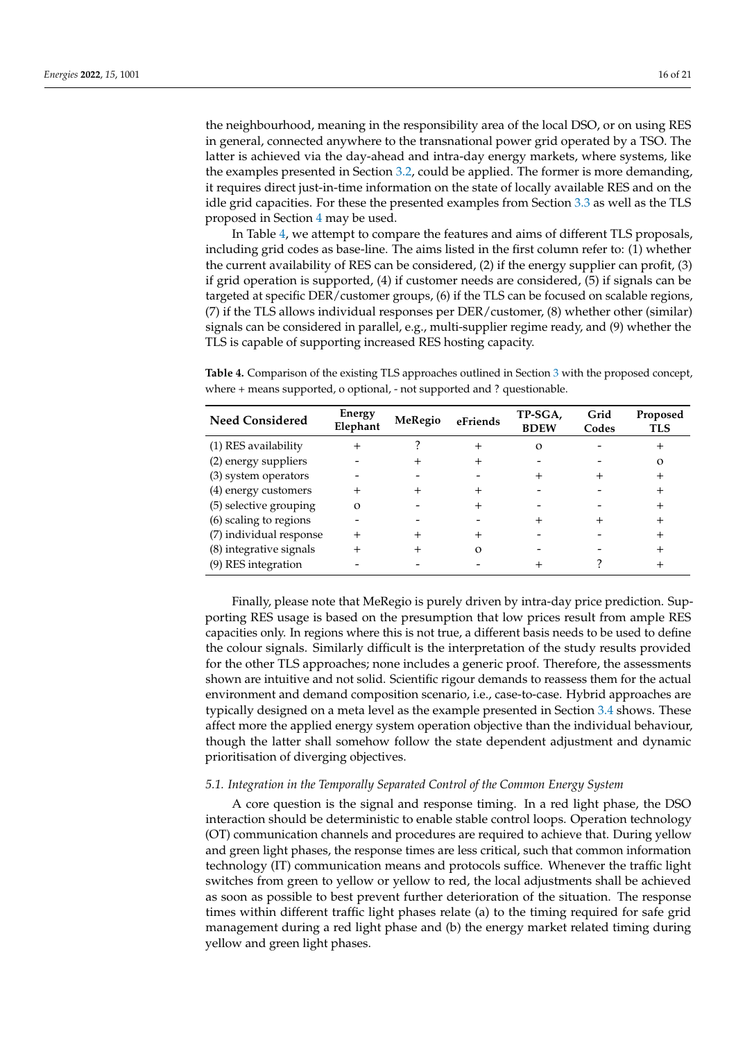the neighbourhood, meaning in the responsibility area of the local DSO, or on using RES in general, connected anywhere to the transnational power grid operated by a TSO. The latter is achieved via the day-ahead and intra-day energy markets, where systems, like the examples presented in Section 3.2, could be applied. The former is more demanding, it requires direct just-in-time information on the state of locally available RES and on the idle grid capacities. For these the presented examples from Section 3.3 as well as the TLS proposed in Section 4 may be used.

In Table 4, we attempt to compare the features and aims of different TLS proposals, including grid codes as base-line. The aims listed in the first column refer to: (1) whether the current availability of RES can be considered, (2) if the energy supplier can profit, (3) if grid operation is supported, (4) if customer needs are considered, (5) if signals can be targeted at specific DER/customer groups, (6) if the TLS can be focused on scalable regions, (7) if the TLS allows individual responses per DER/customer, (8) whether other (similar) signals can be considered in parallel, e.g., multi-supplier regime ready, and (9) whether the TLS is capable of supporting increased RES hosting capacity.

**Table 4.** Comparison of the existing TLS approaches outlined in Section 3 with the proposed concept, where + means supported, o optional, - not supported and ? questionable.

| Need Considered | Energy Elephant | MeRegio | eFriends | TP-SGA, BDEW | Grid Codes | Proposed TLS |
|---|---|---|---|---|---|---|
| (1) RES availability | + | ? | + | o | - | + |
| (2) energy suppliers | - | + | + | - | - | o |
| (3) system operators | - | - | - | + | + | + |
| (4) energy customers | + | + | + | - | - | + |
| (5) selective grouping | o | - | + | - | - | + |
| (6) scaling to regions | - | - | - | + | + | + |
| (7) individual response | + | + | + | - | - | + |
| (8) integrative signals | + | + | o | - | - | + |
| (9) RES integration | - | - | - | + | ? | + |

Finally, please note that MeRegio is purely driven by intra-day price prediction. Supporting RES usage is based on the presumption that low prices result from ample RES capacities only. In regions where this is not true, a different basis needs to be used to define the colour signals. Similarly difficult is the interpretation of the study results provided for the other TLS approaches; none includes a generic proof. Therefore, the assessments shown are intuitive and not solid. Scientific rigour demands to reassess them for the actual environment and demand composition scenario, i.e., case-to-case. Hybrid approaches are typically designed on a meta level as the example presented in Section 3.4 shows. These affect more the applied energy system operation objective than the individual behaviour, though the latter shall somehow follow the state dependent adjustment and dynamic prioritisation of diverging objectives.

### *5.1. Integration in the Temporally Separated Control of the Common Energy System*

A core question is the signal and response timing. In a red light phase, the DSO interaction should be deterministic to enable stable control loops. Operation technology (OT) communication channels and procedures are required to achieve that. During yellow and green light phases, the response times are less critical, such that common information technology (IT) communication means and protocols suffice. Whenever the traffic light switches from green to yellow or yellow to red, the local adjustments shall be achieved as soon as possible to best prevent further deterioration of the situation. The response times within different traffic light phases relate (a) to the timing required for safe grid management during a red light phase and (b) the energy market related timing during yellow and green light phases.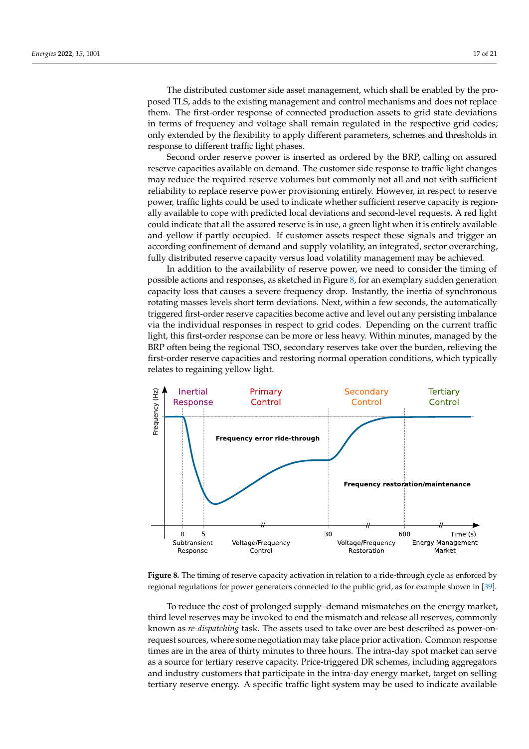The distributed customer side asset management, which shall be enabled by the proposed TLS, adds to the existing management and control mechanisms and does not replace them. The first-order response of connected production assets to grid state deviations in terms of frequency and voltage shall remain regulated in the respective grid codes; only extended by the flexibility to apply different parameters, schemes and thresholds in response to different traffic light phases.

Second order reserve power is inserted as ordered by the BRP, calling on assured reserve capacities available on demand. The customer side response to traffic light changes may reduce the required reserve volumes but commonly not all and not with sufficient reliability to replace reserve power provisioning entirely. However, in respect to reserve power, traffic lights could be used to indicate whether sufficient reserve capacity is regionally available to cope with predicted local deviations and second-level requests. A red light could indicate that all the assured reserve is in use, a green light when it is entirely available and yellow if partly occupied. If customer assets respect these signals and trigger an according confinement of demand and supply volatility, an integrated, sector overarching, fully distributed reserve capacity versus load volatility management may be achieved.

In addition to the availability of reserve power, we need to consider the timing of possible actions and responses, as sketched in Figure 8, for an exemplary sudden generation capacity loss that causes a severe frequency drop. Instantly, the inertia of synchronous rotating masses levels short term deviations. Next, within a few seconds, the automatically triggered first-order reserve capacities become active and level out any persisting imbalance via the individual responses in respect to grid codes. Depending on the current traffic light, this first-order response can be more or less heavy. Within minutes, managed by the BRP often being the regional TSO, secondary reserves take over the burden, relieving the first-order reserve capacities and restoring normal operation conditions, which typically relates to regaining yellow light.

**Figure 8.** The timing of reserve capacity activation in relation to a ride-through cycle as enforced by regional regulations for power generators connected to the public grid, as for example shown in [39].

To reduce the cost of prolonged supply–demand mismatches on the energy market, third level reserves may be invoked to end the mismatch and release all reserves, commonly known as *re-dispatching* task. The assets used to take over are best described as power-on-request sources, where some negotiation may take place prior activation. Common response times are in the area of thirty minutes to three hours. The intra-day spot market can serve as a source for tertiary reserve capacity. Price-triggered DR schemes, including aggregators and industry customers that participate in the intra-day energy market, target on selling tertiary reserve energy. A specific traffic light system may be used to indicate available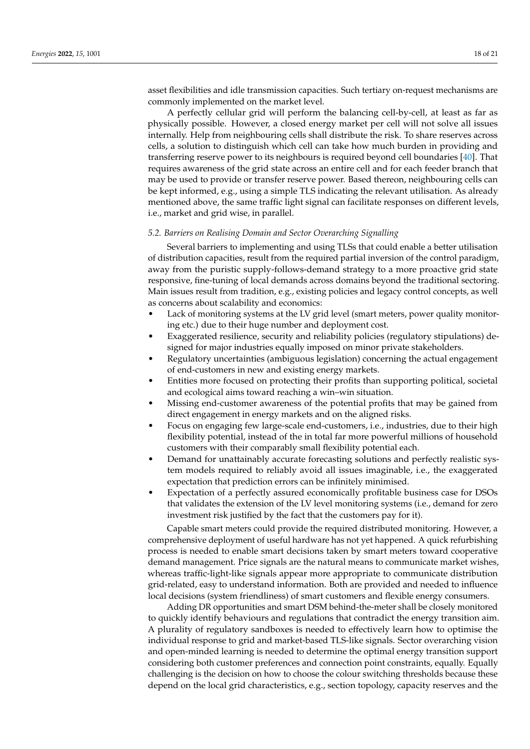asset flexibilities and idle transmission capacities. Such tertiary on-request mechanisms are commonly implemented on the market level.

A perfectly cellular grid will perform the balancing cell-by-cell, at least as far as physically possible. However, a closed energy market per cell will not solve all issues internally. Help from neighbouring cells shall distribute the risk. To share reserves across cells, a solution to distinguish which cell can take how much burden in providing and transferring reserve power to its neighbours is required beyond cell boundaries [40]. That requires awareness of the grid state across an entire cell and for each feeder branch that may be used to provide or transfer reserve power. Based thereon, neighbouring cells can be kept informed, e.g., using a simple TLS indicating the relevant utilisation. As already mentioned above, the same traffic light signal can facilitate responses on different levels, i.e., market and grid wise, in parallel.

### *5.2. Barriers on Realising Domain and Sector Overarching Signalling*

Several barriers to implementing and using TLSs that could enable a better utilisation of distribution capacities, result from the required partial inversion of the control paradigm, away from the puristic supply-follows-demand strategy to a more proactive grid state responsive, fine-tuning of local demands across domains beyond the traditional sectoring. Main issues result from tradition, e.g., existing policies and legacy control concepts, as well as concerns about scalability and economics:

- Lack of monitoring systems at the LV grid level (smart meters, power quality monitoring etc.) due to their huge number and deployment cost.
- Exaggerated resilience, security and reliability policies (regulatory stipulations) designed for major industries equally imposed on minor private stakeholders.
- Regulatory uncertainties (ambiguous legislation) concerning the actual engagement of end-customers in new and existing energy markets.
- Entities more focused on protecting their profits than supporting political, societal and ecological aims toward reaching a win–win situation.
- Missing end-customer awareness of the potential profits that may be gained from direct engagement in energy markets and on the aligned risks.
- Focus on engaging few large-scale end-customers, i.e., industries, due to their high flexibility potential, instead of the in total far more powerful millions of household customers with their comparably small flexibility potential each.
- Demand for unattainably accurate forecasting solutions and perfectly realistic system models required to reliably avoid all issues imaginable, i.e., the exaggerated expectation that prediction errors can be infinitely minimised.
- Expectation of a perfectly assured economically profitable business case for DSOs that validates the extension of the LV level monitoring systems (i.e., demand for zero investment risk justified by the fact that the customers pay for it).

Capable smart meters could provide the required distributed monitoring. However, a comprehensive deployment of useful hardware has not yet happened. A quick refurbishing process is needed to enable smart decisions taken by smart meters toward cooperative demand management. Price signals are the natural means to communicate market wishes, whereas traffic-light-like signals appear more appropriate to communicate distribution grid-related, easy to understand information. Both are provided and needed to influence local decisions (system friendliness) of smart customers and flexible energy consumers.

Adding DR opportunities and smart DSM behind-the-meter shall be closely monitored to quickly identify behaviours and regulations that contradict the energy transition aim. A plurality of regulatory sandboxes is needed to effectively learn how to optimise the individual response to grid and market-based TLS-like signals. Sector overarching vision and open-minded learning is needed to determine the optimal energy transition support considering both customer preferences and connection point constraints, equally. Equally challenging is the decision on how to choose the colour switching thresholds because these depend on the local grid characteristics, e.g., section topology, capacity reserves and the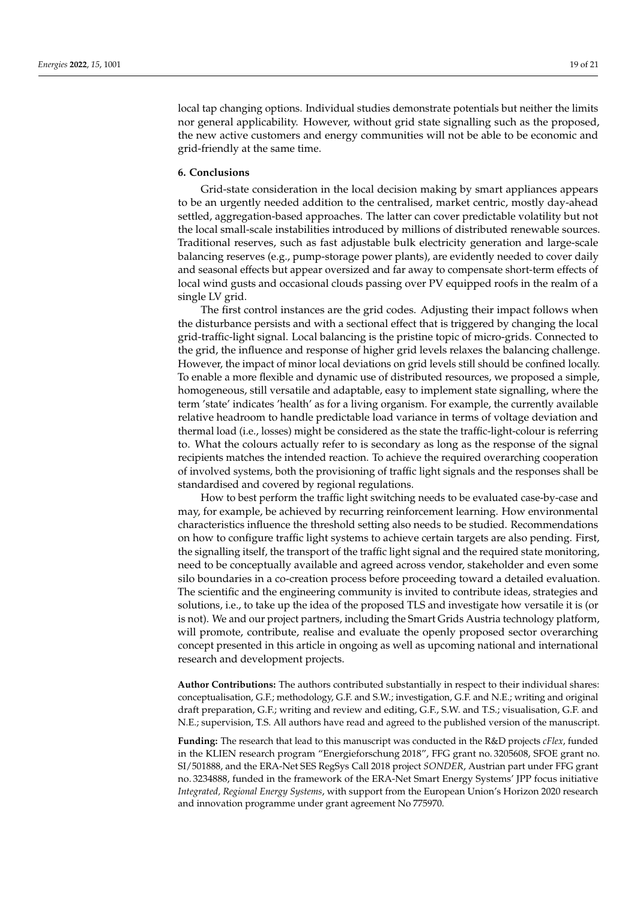local tap changing options. Individual studies demonstrate potentials but neither the limits nor general applicability. However, without grid state signalling such as the proposed, the new active customers and energy communities will not be able to be economic and grid-friendly at the same time.

## 6. Conclusions

Grid-state consideration in the local decision making by smart appliances appears to be an urgently needed addition to the centralised, market centric, mostly day-ahead settled, aggregation-based approaches. The latter can cover predictable volatility but not the local small-scale instabilities introduced by millions of distributed renewable sources. Traditional reserves, such as fast adjustable bulk electricity generation and large-scale balancing reserves (e.g., pump-storage power plants), are evidently needed to cover daily and seasonal effects but appear oversized and far away to compensate short-term effects of local wind gusts and occasional clouds passing over PV equipped roofs in the realm of a single LV grid.

The first control instances are the grid codes. Adjusting their impact follows when the disturbance persists and with a sectional effect that is triggered by changing the local grid-traffic-light signal. Local balancing is the pristine topic of micro-grids. Connected to the grid, the influence and response of higher grid levels relaxes the balancing challenge. However, the impact of minor local deviations on grid levels still should be confined locally. To enable a more flexible and dynamic use of distributed resources, we proposed a simple, homogeneous, still versatile and adaptable, easy to implement state signalling, where the term 'state' indicates 'health' as for a living organism. For example, the currently available relative headroom to handle predictable load variance in terms of voltage deviation and thermal load (i.e., losses) might be considered as the state the traffic-light-colour is referring to. What the colours actually refer to is secondary as long as the response of the signal recipients matches the intended reaction. To achieve the required overarching cooperation of involved systems, both the provisioning of traffic light signals and the responses shall be standardised and covered by regional regulations.

How to best perform the traffic light switching needs to be evaluated case-by-case and may, for example, be achieved by recurring reinforcement learning. How environmental characteristics influence the threshold setting also needs to be studied. Recommendations on how to configure traffic light systems to achieve certain targets are also pending. First, the signalling itself, the transport of the traffic light signal and the required state monitoring, need to be conceptually available and agreed across vendor, stakeholder and even some silo boundaries in a co-creation process before proceeding toward a detailed evaluation. The scientific and the engineering community is invited to contribute ideas, strategies and solutions, i.e., to take up the idea of the proposed TLS and investigate how versatile it is (or is not). We and our project partners, including the Smart Grids Austria technology platform, will promote, contribute, realise and evaluate the openly proposed sector overarching concept presented in this article in ongoing as well as upcoming national and international research and development projects.

**Author Contributions:** The authors contributed substantially in respect to their individual shares: conceptualisation, G.F.; methodology, G.F. and S.W.; investigation, G.F. and N.E.; writing and original draft preparation, G.F.; writing and review and editing, G.F., S.W. and T.S.; visualisation, G.F. and N.E.; supervision, T.S. All authors have read and agreed to the published version of the manuscript.

**Funding:** The research that lead to this manuscript was conducted in the R&D projects *cFlex*, funded in the KLIEN research program "Energieforschung 2018", FFG grant no. 3205608, SFOE grant no. SI/501888, and the ERA-Net SES RegSys Call 2018 project *SONDER*, Austrian part under FFG grant no. 3234888, funded in the framework of the ERA-Net Smart Energy Systems' JPP focus initiative *Integrated, Regional Energy Systems*, with support from the European Union's Horizon 2020 research and innovation programme under grant agreement No 775970.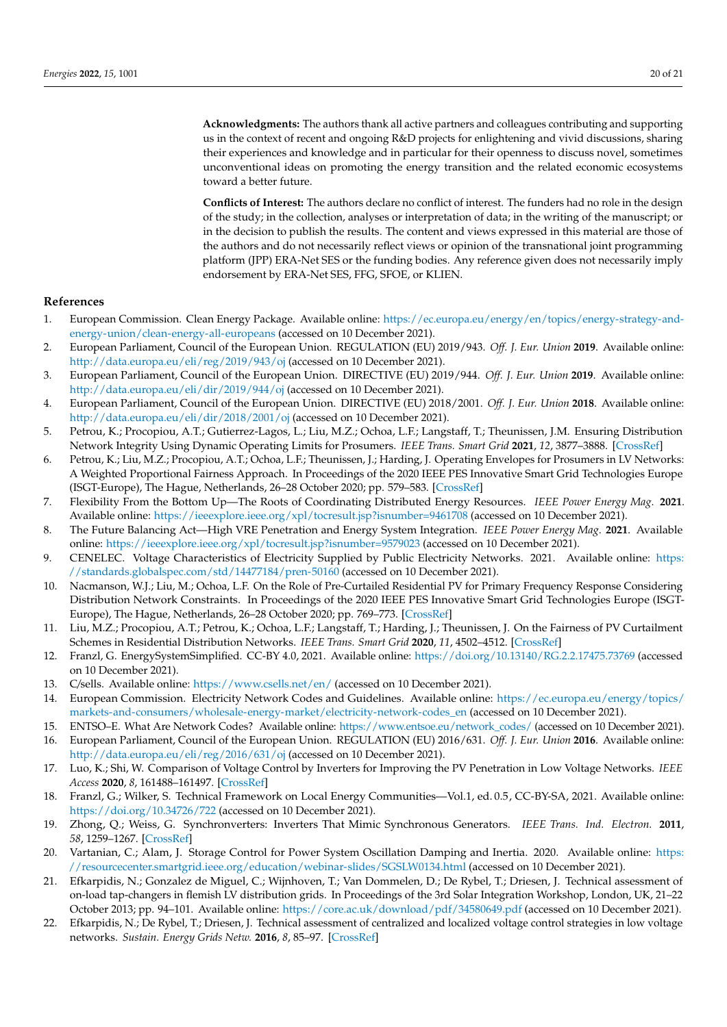**Acknowledgments:** The authors thank all active partners and colleagues contributing and supporting us in the context of recent and ongoing R&D projects for enlightening and vivid discussions, sharing their experiences and knowledge and in particular for their openness to discuss novel, sometimes unconventional ideas on promoting the energy transition and the related economic ecosystems toward a better future.

**Conflicts of Interest:** The authors declare no conflict of interest. The funders had no role in the design of the study; in the collection, analyses or interpretation of data; in the writing of the manuscript; or in the decision to publish the results. The content and views expressed in this material are those of the authors and do not necessarily reflect views or opinion of the transnational joint programming platform (JPP) ERA-Net SES or the funding bodies. Any reference given does not necessarily imply endorsement by ERA-Net SES, FFG, SFOE, or KLIEN.

## References

1. European Commission. Clean Energy Package. Available online: https://ec.europa.eu/energy/en/topics/energy-strategy-and-energy-union/clean-energy-all-europeans (accessed on 10 December 2021).
2. European Parliament, Council of the European Union. REGULATION (EU) 2019/943. *Off. J. Eur. Union* **2019**. Available online: http://data.europa.eu/eli/reg/2019/943/oj (accessed on 10 December 2021).
3. European Parliament, Council of the European Union. DIRECTIVE (EU) 2019/944. *Off. J. Eur. Union* **2019**. Available online: http://data.europa.eu/eli/dir/2019/944/oj (accessed on 10 December 2021).
4. European Parliament, Council of the European Union. DIRECTIVE (EU) 2018/2001. *Off. J. Eur. Union* **2018**. Available online: http://data.europa.eu/eli/dir/2018/2001/oj (accessed on 10 December 2021).
5. Petrou, K.; Procopiou, A.T.; Gutierrez-Lagos, L.; Liu, M.Z.; Ochoa, L.F.; Langstaff, T.; Theunissen, J.M. Ensuring Distribution Network Integrity Using Dynamic Operating Limits for Prosumers. *IEEE Trans. Smart Grid* **2021**, *12*, 3877–3888. [CrossRef]
6. Petrou, K.; Liu, M.Z.; Procopiou, A.T.; Ochoa, L.F.; Theunissen, J.; Harding, J. Operating Envelopes for Prosumers in LV Networks: A Weighted Proportional Fairness Approach. In Proceedings of the 2020 IEEE PES Innovative Smart Grid Technologies Europe (ISGT-Europe), The Hague, Netherlands, 26–28 October 2020; pp. 579–583. [CrossRef]
7. Flexibility From the Bottom Up—The Roots of Coordinating Distributed Energy Resources. *IEEE Power Energy Mag.* **2021**. Available online: https://ieeexplore.ieee.org/xpl/tocresult.jsp?isnumber=9461708 (accessed on 10 December 2021).
8. The Future Balancing Act—High VRE Penetration and Energy System Integration. *IEEE Power Energy Mag.* **2021**. Available online: https://ieeexplore.ieee.org/xpl/tocresult.jsp?isnumber=9579023 (accessed on 10 December 2021).
9. CENELEC. Voltage Characteristics of Electricity Supplied by Public Electricity Networks. 2021. Available online: https://standards.globalspec.com/std/14477184/pren-50160 (accessed on 10 December 2021).
10. Nacmanson, W.J.; Liu, M.; Ochoa, L.F. On the Role of Pre-Curtailed Residential PV for Primary Frequency Response Considering Distribution Network Constraints. In Proceedings of the 2020 IEEE PES Innovative Smart Grid Technologies Europe (ISGT-Europe), The Hague, Netherlands, 26–28 October 2020; pp. 769–773. [CrossRef]
11. Liu, M.Z.; Procopiou, A.T.; Petrou, K.; Ochoa, L.F.; Langstaff, T.; Harding, J.; Theunissen, J. On the Fairness of PV Curtailment Schemes in Residential Distribution Networks. *IEEE Trans. Smart Grid* **2020**, *11*, 4502–4512. [CrossRef]
12. Franzl, G. EnergySystemSimplified. CC-BY 4.0, 2021. Available online: https://doi.org/10.13140/RG.2.2.17475.73769 (accessed on 10 December 2021).
13. C/sells. Available online: https://www.csells.net/en/ (accessed on 10 December 2021).
14. European Commission. Electricity Network Codes and Guidelines. Available online: https://ec.europa.eu/energy/topics/markets-and-consumers/wholesale-energy-market/electricity-network-codes_en (accessed on 10 December 2021).
15. ENTSO–E. What Are Network Codes? Available online: https://www.entsoe.eu/network_codes/ (accessed on 10 December 2021).
16. European Parliament, Council of the European Union. REGULATION (EU) 2016/631. *Off. J. Eur. Union* **2016**. Available online: http://data.europa.eu/eli/reg/2016/631/oj (accessed on 10 December 2021).
17. Luo, K.; Shi, W. Comparison of Voltage Control by Inverters for Improving the PV Penetration in Low Voltage Networks. *IEEE Access* **2020**, *8*, 161488–161497. [CrossRef]
18. Franzl, G.; Wilker, S. Technical Framework on Local Energy Communities—Vol.1, ed. 0.5, CC-BY-SA, 2021. Available online: https://doi.org/10.34726/722 (accessed on 10 December 2021).
19. Zhong, Q.; Weiss, G. Synchronverters: Inverters That Mimic Synchronous Generators. *IEEE Trans. Ind. Electron.* **2011**, *58*, 1259–1267. [CrossRef]
20. Vartanian, C.; Alam, J. Storage Control for Power System Oscillation Damping and Inertia. 2020. Available online: https://resourcecenter.smartgrid.ieee.org/education/webinar-slides/SGSLW0134.html (accessed on 10 December 2021).
21. Efkarpidis, N.; Gonzalez de Miguel, C.; Wijnhoven, T.; Van Dommelen, D.; De Rybel, T.; Driesen, J. Technical assessment of on-load tap-changers in flemish LV distribution grids. In Proceedings of the 3rd Solar Integration Workshop, London, UK, 21–22 October 2013; pp. 94–101. Available online: https://core.ac.uk/download/pdf/34580649.pdf (accessed on 10 December 2021).
22. Efkarpidis, N.; De Rybel, T.; Driesen, J. Technical assessment of centralized and localized voltage control strategies in low voltage networks. *Sustain. Energy Grids Netw.* **2016**, *8*, 85–97. [CrossRef]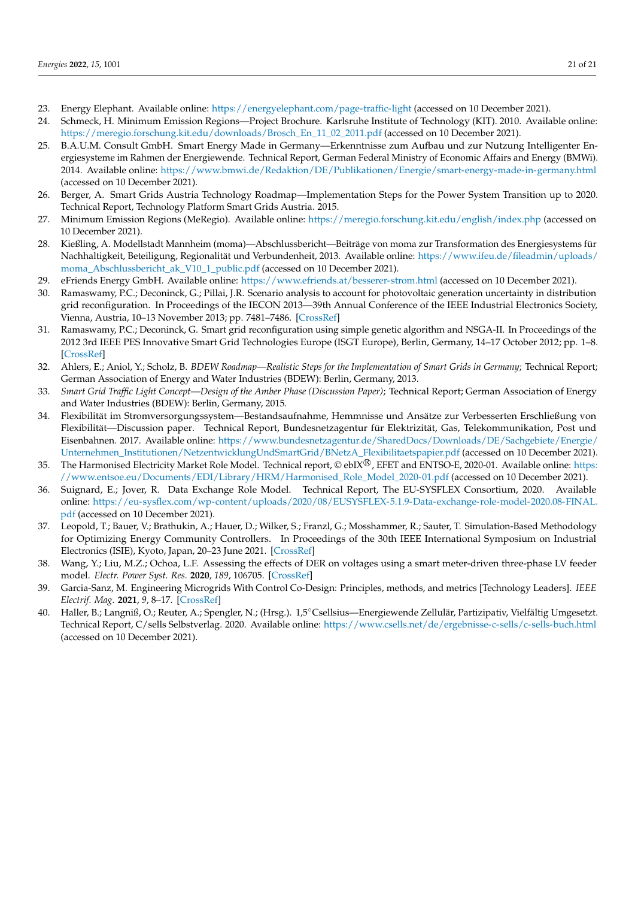23. Energy Elephant. Available online: https://energyelephant.com/page-traffic-light (accessed on 10 December 2021).
24. Schmeck, H. Minimum Emission Regions—Project Brochure. Karlsruhe Institute of Technology (KIT). 2010. Available online: https://meregio.forschung.kit.edu/downloads/Brosch_En_11_02_2011.pdf (accessed on 10 December 2021).
25. B.A.U.M. Consult GmbH. Smart Energy Made in Germany—Erkenntnisse zum Aufbau und zur Nutzung Intelligenter Energiesysteme im Rahmen der Energiewende. Technical Report, German Federal Ministry of Economic Affairs and Energy (BMWi). 2014. Available online: https://www.bmwi.de/Redaktion/DE/Publikationen/Energie/smart-energy-made-in-germany.html (accessed on 10 December 2021).
26. Berger, A. Smart Grids Austria Technology Roadmap—Implementation Steps for the Power System Transition up to 2020. Technical Report, Technology Platform Smart Grids Austria. 2015.
27. Minimum Emission Regions (MeRegio). Available online: https://meregio.forschung.kit.edu/english/index.php (accessed on 10 December 2021).
28. Kießling, A. Modellstadt Mannheim (moma)—Abschlussbericht—Beiträge von moma zur Transformation des Energiesystems für Nachhaltigkeit, Beteiligung, Regionalität und Verbundenheit, 2013. Available online: https://www.ifeu.de/fileadmin/uploads/moma_Abschlussbericht_ak_V10_1_public.pdf (accessed on 10 December 2021).
29. eFriends Energy GmbH. Available online: https://www.efriends.at/besserer-strom.html (accessed on 10 December 2021).
30. Ramaswamy, P.C.; Deconinck, G.; Pillai, J.R. Scenario analysis to account for photovoltaic generation uncertainty in distribution grid reconfiguration. In Proceedings of the IECON 2013—39th Annual Conference of the IEEE Industrial Electronics Society, Vienna, Austria, 10–13 November 2013; pp. 7481–7486. [CrossRef]
31. Ramaswamy, P.C.; Deconinck, G. Smart grid reconfiguration using simple genetic algorithm and NSGA-II. In Proceedings of the 2012 3rd IEEE PES Innovative Smart Grid Technologies Europe (ISGT Europe), Berlin, Germany, 14–17 October 2012; pp. 1–8. [CrossRef]
32. Ahlers, E.; Aniol, Y.; Scholz, B. *BDEW Roadmap—Realistic Steps for the Implementation of Smart Grids in Germany*; Technical Report; German Association of Energy and Water Industries (BDEW): Berlin, Germany, 2013.
33. *Smart Grid Traffic Light Concept—Design of the Amber Phase (Discussion Paper)*; Technical Report; German Association of Energy and Water Industries (BDEW): Berlin, Germany, 2015.
34. Flexibilität im Stromversorgungssystem—Bestandsaufnahme, Hemmnisse und Ansätze zur Verbesserten Erschließung von Flexibilität—Discussion paper. Technical Report, Bundesnetzagentur für Elektrizität, Gas, Telekommunikation, Post und Eisenbahnen. 2017. Available online: https://www.bundesnetzagentur.de/SharedDocs/Downloads/DE/Sachgebiete/Energie/Unternehmen_Institutionen/NetzentwicklungUndSmartGrid/BNetzA_Flexibilitaetspapier.pdf (accessed on 10 December 2021).
35. The Harmonised Electricity Market Role Model. Technical report, © ebIX®, EFET and ENTSO-E, 2020-01. Available online: https://www.entsoe.eu/Documents/EDI/Library/HRM/Harmonised_Role_Model_2020-01.pdf (accessed on 10 December 2021).
36. Suignard, E.; Jover, R. Data Exchange Role Model. Technical Report, The EU-SYSFLEX Consortium, 2020. Available online: https://eu-sysflex.com/wp-content/uploads/2020/08/EUSYSFLEX-5.1.9-Data-exchange-role-model-2020.08-FINAL.pdf (accessed on 10 December 2021).
37. Leopold, T.; Bauer, V.; Brathukin, A.; Hauer, D.; Wilker, S.; Franzl, G.; Mosshammer, R.; Sauter, T. Simulation-Based Methodology for Optimizing Energy Community Controllers. In Proceedings of the 30th IEEE International Symposium on Industrial Electronics (ISIE), Kyoto, Japan, 20–23 June 2021. [CrossRef]
38. Wang, Y.; Liu, M.Z.; Ochoa, L.F. Assessing the effects of DER on voltages using a smart meter-driven three-phase LV feeder model. *Electr. Power Syst. Res.* **2020**, *189*, 106705. [CrossRef]
39. Garcia-Sanz, M. Engineering Microgrids With Control Co-Design: Principles, methods, and metrics [Technology Leaders]. *IEEE Electrif. Mag.* **2021**, *9*, 8–17. [CrossRef]
40. Haller, B.; Langniß, O.; Reuter, A.; Spengler, N.; (Hrsg.). 1,5°Csellsius—Energiewende Zellulär, Partizipativ, Vielfältig Umgesetzt. Technical Report, C/sells Selbstverlag. 2020. Available online: https://www.csells.net/de/ergebnisse-c-sells/c-sells-buch.html (accessed on 10 December 2021).